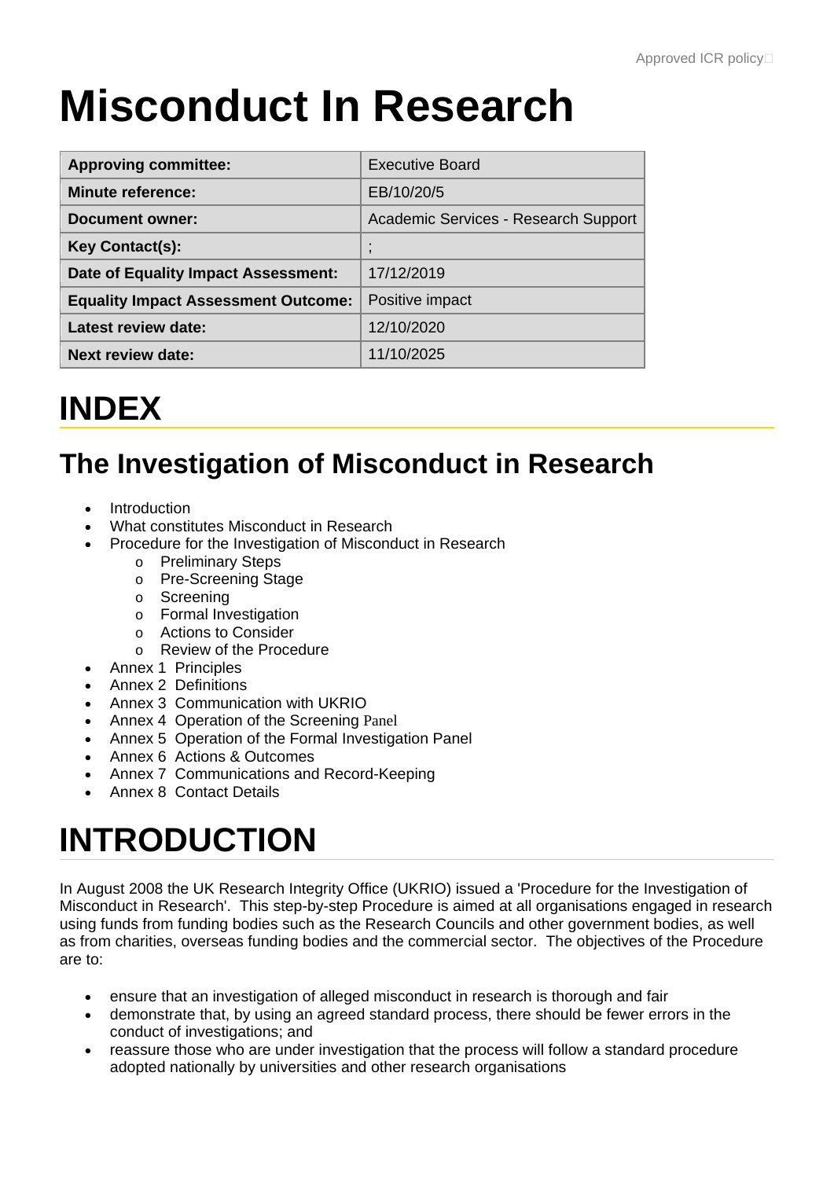# Misconduct In Research

| Approving committee: | Executive Board |
|---|---|
| Minute reference: | EB/10/20/5 |
| Document owner: | Academic Services - Research Support |
| Key Contact(s): | ; |
| Date of Equality Impact Assessment: | 17/12/2019 |
| Equality Impact Assessment Outcome: | Positive impact |
| Latest review date: | 12/10/2020 |
| Next review date: | 11/10/2025 |

# INDEX

## The Investigation of Misconduct in Research

- Introduction
- What constitutes Misconduct in Research
- Procedure for the Investigation of Misconduct in Research
  - Preliminary Steps
  - Pre-Screening Stage
  - Screening
  - Formal Investigation
  - Actions to Consider
  - Review of the Procedure
- Annex 1 Principles
- Annex 2 Definitions
- Annex 3 Communication with UKRIO
- Annex 4 Operation of the Screening Panel
- Annex 5 Operation of the Formal Investigation Panel
- Annex 6 Actions & Outcomes
- Annex 7 Communications and Record-Keeping
- Annex 8 Contact Details

# INTRODUCTION

In August 2008 the UK Research Integrity Office (UKRIO) issued a 'Procedure for the Investigation of Misconduct in Research'. This step-by-step Procedure is aimed at all organisations engaged in research using funds from funding bodies such as the Research Councils and other government bodies, as well as from charities, overseas funding bodies and the commercial sector. The objectives of the Procedure are to:

- ensure that an investigation of alleged misconduct in research is thorough and fair
- demonstrate that, by using an agreed standard process, there should be fewer errors in the conduct of investigations; and
- reassure those who are under investigation that the process will follow a standard procedure adopted nationally by universities and other research organisations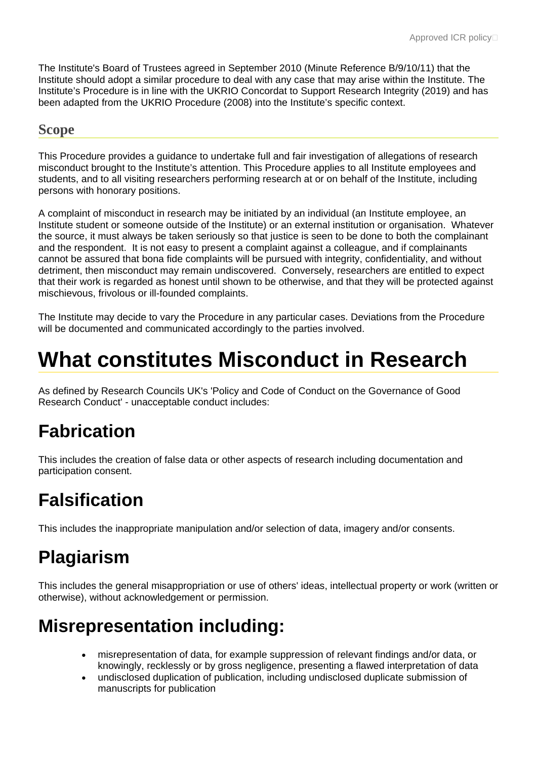The Institute's Board of Trustees agreed in September 2010 (Minute Reference B/9/10/11) that the Institute should adopt a similar procedure to deal with any case that may arise within the Institute. The Institute's Procedure is in line with the UKRIO Concordat to Support Research Integrity (2019) and has been adapted from the UKRIO Procedure (2008) into the Institute's specific context.

## Scope

This Procedure provides a guidance to undertake full and fair investigation of allegations of research misconduct brought to the Institute's attention. This Procedure applies to all Institute employees and students, and to all visiting researchers performing research at or on behalf of the Institute, including persons with honorary positions.

A complaint of misconduct in research may be initiated by an individual (an Institute employee, an Institute student or someone outside of the Institute) or an external institution or organisation. Whatever the source, it must always be taken seriously so that justice is seen to be done to both the complainant and the respondent. It is not easy to present a complaint against a colleague, and if complainants cannot be assured that bona fide complaints will be pursued with integrity, confidentiality, and without detriment, then misconduct may remain undiscovered. Conversely, researchers are entitled to expect that their work is regarded as honest until shown to be otherwise, and that they will be protected against mischievous, frivolous or ill-founded complaints.

The Institute may decide to vary the Procedure in any particular cases. Deviations from the Procedure will be documented and communicated accordingly to the parties involved.

# What constitutes Misconduct in Research

As defined by Research Councils UK's 'Policy and Code of Conduct on the Governance of Good Research Conduct' - unacceptable conduct includes:

## Fabrication

This includes the creation of false data or other aspects of research including documentation and participation consent.

## Falsification

This includes the inappropriate manipulation and/or selection of data, imagery and/or consents.

## Plagiarism

This includes the general misappropriation or use of others' ideas, intellectual property or work (written or otherwise), without acknowledgement or permission.

## Misrepresentation including:

- misrepresentation of data, for example suppression of relevant findings and/or data, or knowingly, recklessly or by gross negligence, presenting a flawed interpretation of data
- undisclosed duplication of publication, including undisclosed duplicate submission of manuscripts for publication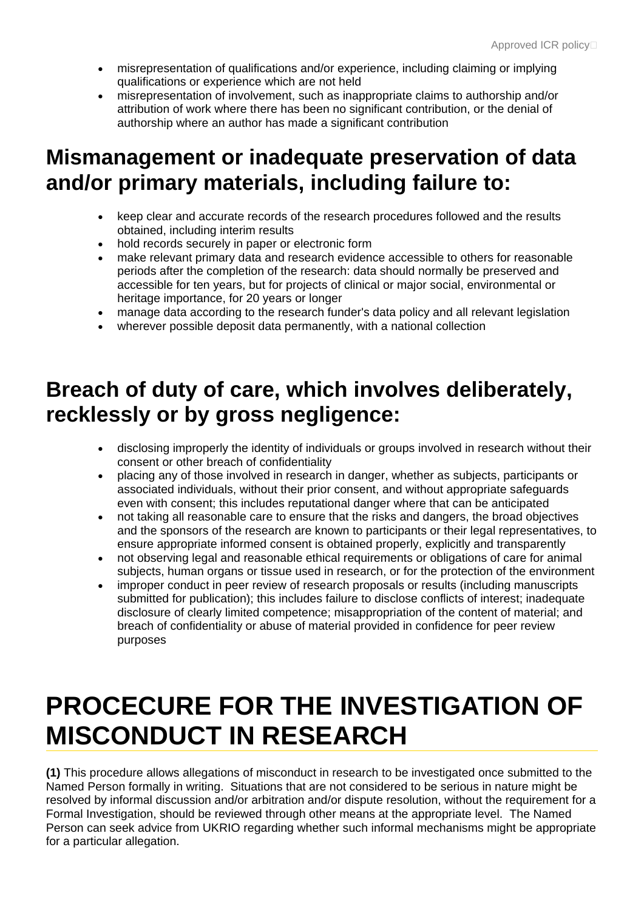- misrepresentation of qualifications and/or experience, including claiming or implying qualifications or experience which are not held
- misrepresentation of involvement, such as inappropriate claims to authorship and/or attribution of work where there has been no significant contribution, or the denial of authorship where an author has made a significant contribution

## Mismanagement or inadequate preservation of data and/or primary materials, including failure to:

- keep clear and accurate records of the research procedures followed and the results obtained, including interim results
- hold records securely in paper or electronic form
- make relevant primary data and research evidence accessible to others for reasonable periods after the completion of the research: data should normally be preserved and accessible for ten years, but for projects of clinical or major social, environmental or heritage importance, for 20 years or longer
- manage data according to the research funder's data policy and all relevant legislation
- wherever possible deposit data permanently, with a national collection

## Breach of duty of care, which involves deliberately, recklessly or by gross negligence:

- disclosing improperly the identity of individuals or groups involved in research without their consent or other breach of confidentiality
- placing any of those involved in research in danger, whether as subjects, participants or associated individuals, without their prior consent, and without appropriate safeguards even with consent; this includes reputational danger where that can be anticipated
- not taking all reasonable care to ensure that the risks and dangers, the broad objectives and the sponsors of the research are known to participants or their legal representatives, to ensure appropriate informed consent is obtained properly, explicitly and transparently
- not observing legal and reasonable ethical requirements or obligations of care for animal subjects, human organs or tissue used in research, or for the protection of the environment
- improper conduct in peer review of research proposals or results (including manuscripts submitted for publication); this includes failure to disclose conflicts of interest; inadequate disclosure of clearly limited competence; misappropriation of the content of material; and breach of confidentiality or abuse of material provided in confidence for peer review purposes

# PROCECURE FOR THE INVESTIGATION OF MISCONDUCT IN RESEARCH

**(1)** This procedure allows allegations of misconduct in research to be investigated once submitted to the Named Person formally in writing. Situations that are not considered to be serious in nature might be resolved by informal discussion and/or arbitration and/or dispute resolution, without the requirement for a Formal Investigation, should be reviewed through other means at the appropriate level. The Named Person can seek advice from UKRIO regarding whether such informal mechanisms might be appropriate for a particular allegation.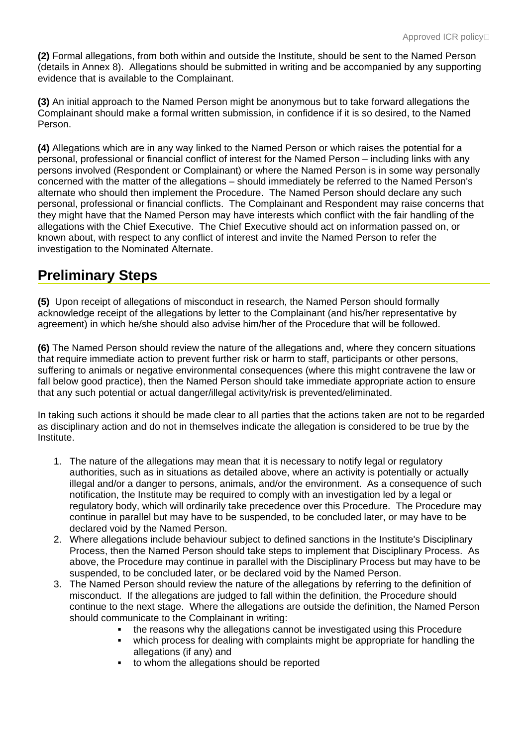**(2)** Formal allegations, from both within and outside the Institute, should be sent to the Named Person (details in Annex 8). Allegations should be submitted in writing and be accompanied by any supporting evidence that is available to the Complainant.

**(3)** An initial approach to the Named Person might be anonymous but to take forward allegations the Complainant should make a formal written submission, in confidence if it is so desired, to the Named Person.

**(4)** Allegations which are in any way linked to the Named Person or which raises the potential for a personal, professional or financial conflict of interest for the Named Person – including links with any persons involved (Respondent or Complainant) or where the Named Person is in some way personally concerned with the matter of the allegations – should immediately be referred to the Named Person's alternate who should then implement the Procedure. The Named Person should declare any such personal, professional or financial conflicts. The Complainant and Respondent may raise concerns that they might have that the Named Person may have interests which conflict with the fair handling of the allegations with the Chief Executive. The Chief Executive should act on information passed on, or known about, with respect to any conflict of interest and invite the Named Person to refer the investigation to the Nominated Alternate.

## Preliminary Steps

**(5)** Upon receipt of allegations of misconduct in research, the Named Person should formally acknowledge receipt of the allegations by letter to the Complainant (and his/her representative by agreement) in which he/she should also advise him/her of the Procedure that will be followed.

**(6)** The Named Person should review the nature of the allegations and, where they concern situations that require immediate action to prevent further risk or harm to staff, participants or other persons, suffering to animals or negative environmental consequences (where this might contravene the law or fall below good practice), then the Named Person should take immediate appropriate action to ensure that any such potential or actual danger/illegal activity/risk is prevented/eliminated.

In taking such actions it should be made clear to all parties that the actions taken are not to be regarded as disciplinary action and do not in themselves indicate the allegation is considered to be true by the Institute.

1. The nature of the allegations may mean that it is necessary to notify legal or regulatory authorities, such as in situations as detailed above, where an activity is potentially or actually illegal and/or a danger to persons, animals, and/or the environment. As a consequence of such notification, the Institute may be required to comply with an investigation led by a legal or regulatory body, which will ordinarily take precedence over this Procedure. The Procedure may continue in parallel but may have to be suspended, to be concluded later, or may have to be declared void by the Named Person.
2. Where allegations include behaviour subject to defined sanctions in the Institute's Disciplinary Process, then the Named Person should take steps to implement that Disciplinary Process. As above, the Procedure may continue in parallel with the Disciplinary Process but may have to be suspended, to be concluded later, or be declared void by the Named Person.
3. The Named Person should review the nature of the allegations by referring to the definition of misconduct. If the allegations are judged to fall within the definition, the Procedure should continue to the next stage. Where the allegations are outside the definition, the Named Person should communicate to the Complainant in writing:
    - the reasons why the allegations cannot be investigated using this Procedure
    - which process for dealing with complaints might be appropriate for handling the allegations (if any) and
    - to whom the allegations should be reported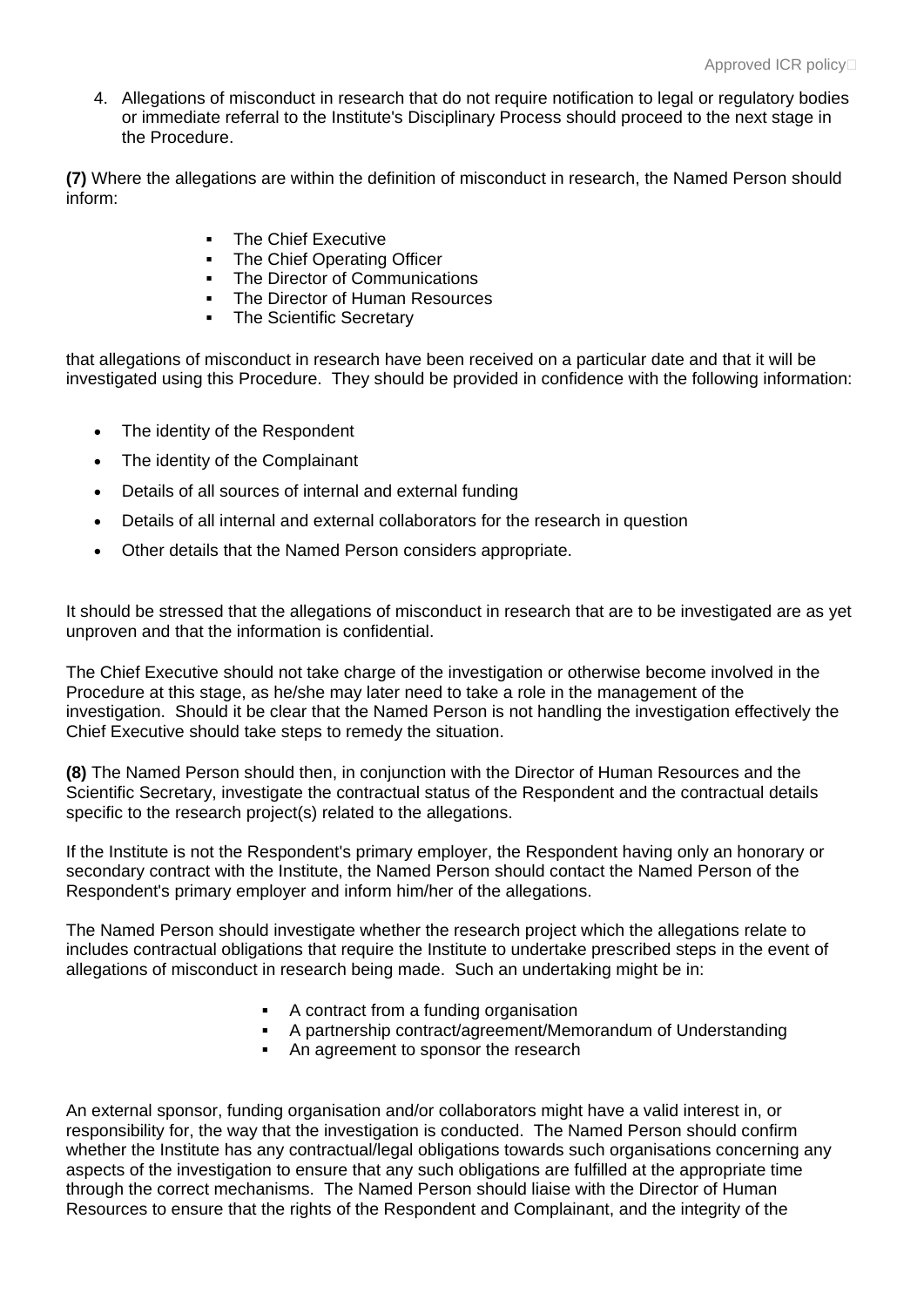4. Allegations of misconduct in research that do not require notification to legal or regulatory bodies or immediate referral to the Institute's Disciplinary Process should proceed to the next stage in the Procedure.

**(7)** Where the allegations are within the definition of misconduct in research, the Named Person should inform:

- The Chief Executive
- The Chief Operating Officer
- The Director of Communications
- The Director of Human Resources
- The Scientific Secretary

that allegations of misconduct in research have been received on a particular date and that it will be investigated using this Procedure. They should be provided in confidence with the following information:

- The identity of the Respondent
- The identity of the Complainant
- Details of all sources of internal and external funding
- Details of all internal and external collaborators for the research in question
- Other details that the Named Person considers appropriate.

It should be stressed that the allegations of misconduct in research that are to be investigated are as yet unproven and that the information is confidential.

The Chief Executive should not take charge of the investigation or otherwise become involved in the Procedure at this stage, as he/she may later need to take a role in the management of the investigation. Should it be clear that the Named Person is not handling the investigation effectively the Chief Executive should take steps to remedy the situation.

**(8)** The Named Person should then, in conjunction with the Director of Human Resources and the Scientific Secretary, investigate the contractual status of the Respondent and the contractual details specific to the research project(s) related to the allegations.

If the Institute is not the Respondent's primary employer, the Respondent having only an honorary or secondary contract with the Institute, the Named Person should contact the Named Person of the Respondent's primary employer and inform him/her of the allegations.

The Named Person should investigate whether the research project which the allegations relate to includes contractual obligations that require the Institute to undertake prescribed steps in the event of allegations of misconduct in research being made. Such an undertaking might be in:

- A contract from a funding organisation
- A partnership contract/agreement/Memorandum of Understanding
- An agreement to sponsor the research

An external sponsor, funding organisation and/or collaborators might have a valid interest in, or responsibility for, the way that the investigation is conducted. The Named Person should confirm whether the Institute has any contractual/legal obligations towards such organisations concerning any aspects of the investigation to ensure that any such obligations are fulfilled at the appropriate time through the correct mechanisms. The Named Person should liaise with the Director of Human Resources to ensure that the rights of the Respondent and Complainant, and the integrity of the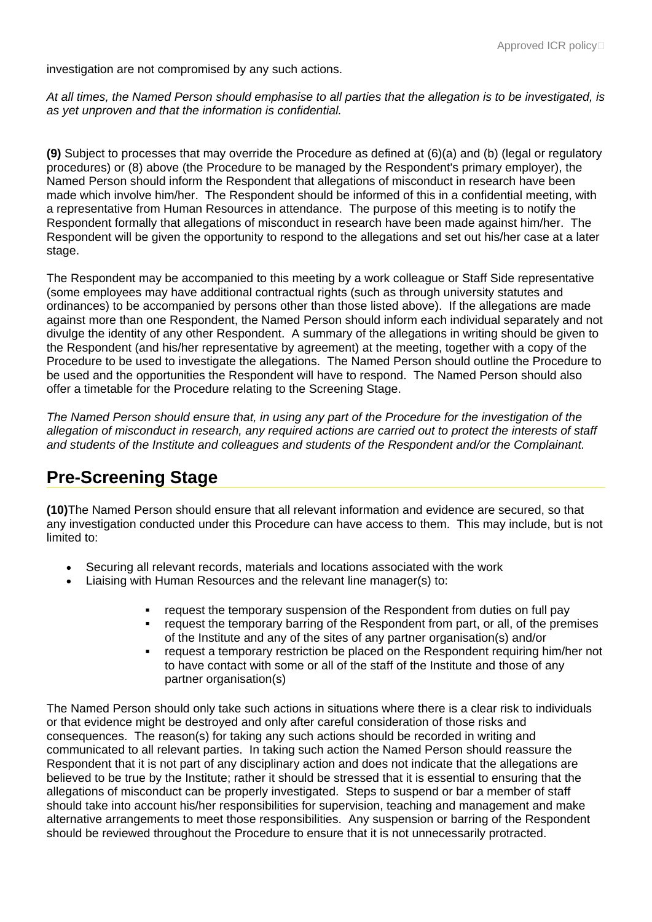investigation are not compromised by any such actions.

*At all times, the Named Person should emphasise to all parties that the allegation is to be investigated, is as yet unproven and that the information is confidential.*

**(9)** Subject to processes that may override the Procedure as defined at (6)(a) and (b) (legal or regulatory procedures) or (8) above (the Procedure to be managed by the Respondent's primary employer), the Named Person should inform the Respondent that allegations of misconduct in research have been made which involve him/her. The Respondent should be informed of this in a confidential meeting, with a representative from Human Resources in attendance. The purpose of this meeting is to notify the Respondent formally that allegations of misconduct in research have been made against him/her. The Respondent will be given the opportunity to respond to the allegations and set out his/her case at a later stage.

The Respondent may be accompanied to this meeting by a work colleague or Staff Side representative (some employees may have additional contractual rights (such as through university statutes and ordinances) to be accompanied by persons other than those listed above). If the allegations are made against more than one Respondent, the Named Person should inform each individual separately and not divulge the identity of any other Respondent. A summary of the allegations in writing should be given to the Respondent (and his/her representative by agreement) at the meeting, together with a copy of the Procedure to be used to investigate the allegations. The Named Person should outline the Procedure to be used and the opportunities the Respondent will have to respond. The Named Person should also offer a timetable for the Procedure relating to the Screening Stage.

*The Named Person should ensure that, in using any part of the Procedure for the investigation of the allegation of misconduct in research, any required actions are carried out to protect the interests of staff and students of the Institute and colleagues and students of the Respondent and/or the Complainant.*

## Pre-Screening Stage

**(10)**The Named Person should ensure that all relevant information and evidence are secured, so that any investigation conducted under this Procedure can have access to them. This may include, but is not limited to:

- Securing all relevant records, materials and locations associated with the work
- Liaising with Human Resources and the relevant line manager(s) to:
  - request the temporary suspension of the Respondent from duties on full pay
  - request the temporary barring of the Respondent from part, or all, of the premises of the Institute and any of the sites of any partner organisation(s) and/or
  - request a temporary restriction be placed on the Respondent requiring him/her not to have contact with some or all of the staff of the Institute and those of any partner organisation(s)

The Named Person should only take such actions in situations where there is a clear risk to individuals or that evidence might be destroyed and only after careful consideration of those risks and consequences. The reason(s) for taking any such actions should be recorded in writing and communicated to all relevant parties. In taking such action the Named Person should reassure the Respondent that it is not part of any disciplinary action and does not indicate that the allegations are believed to be true by the Institute; rather it should be stressed that it is essential to ensuring that the allegations of misconduct can be properly investigated. Steps to suspend or bar a member of staff should take into account his/her responsibilities for supervision, teaching and management and make alternative arrangements to meet those responsibilities. Any suspension or barring of the Respondent should be reviewed throughout the Procedure to ensure that it is not unnecessarily protracted.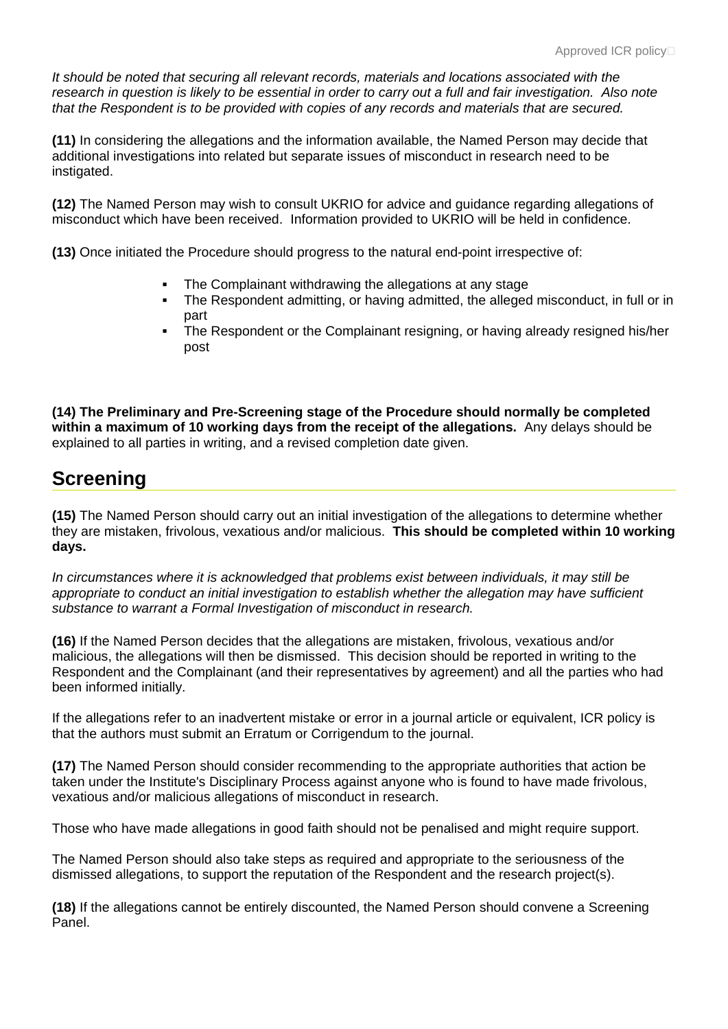*It should be noted that securing all relevant records, materials and locations associated with the research in question is likely to be essential in order to carry out a full and fair investigation. Also note that the Respondent is to be provided with copies of any records and materials that are secured.*

**(11)** In considering the allegations and the information available, the Named Person may decide that additional investigations into related but separate issues of misconduct in research need to be instigated.

**(12)** The Named Person may wish to consult UKRIO for advice and guidance regarding allegations of misconduct which have been received. Information provided to UKRIO will be held in confidence.

**(13)** Once initiated the Procedure should progress to the natural end-point irrespective of:

- The Complainant withdrawing the allegations at any stage
- The Respondent admitting, or having admitted, the alleged misconduct, in full or in part
- The Respondent or the Complainant resigning, or having already resigned his/her post

**(14) The Preliminary and Pre-Screening stage of the Procedure should normally be completed within a maximum of 10 working days from the receipt of the allegations.** Any delays should be explained to all parties in writing, and a revised completion date given.

## Screening

**(15)** The Named Person should carry out an initial investigation of the allegations to determine whether they are mistaken, frivolous, vexatious and/or malicious. **This should be completed within 10 working days.**

*In circumstances where it is acknowledged that problems exist between individuals, it may still be appropriate to conduct an initial investigation to establish whether the allegation may have sufficient substance to warrant a Formal Investigation of misconduct in research.*

**(16)** If the Named Person decides that the allegations are mistaken, frivolous, vexatious and/or malicious, the allegations will then be dismissed. This decision should be reported in writing to the Respondent and the Complainant (and their representatives by agreement) and all the parties who had been informed initially.

If the allegations refer to an inadvertent mistake or error in a journal article or equivalent, ICR policy is that the authors must submit an Erratum or Corrigendum to the journal.

**(17)** The Named Person should consider recommending to the appropriate authorities that action be taken under the Institute's Disciplinary Process against anyone who is found to have made frivolous, vexatious and/or malicious allegations of misconduct in research.

Those who have made allegations in good faith should not be penalised and might require support.

The Named Person should also take steps as required and appropriate to the seriousness of the dismissed allegations, to support the reputation of the Respondent and the research project(s).

**(18)** If the allegations cannot be entirely discounted, the Named Person should convene a Screening Panel.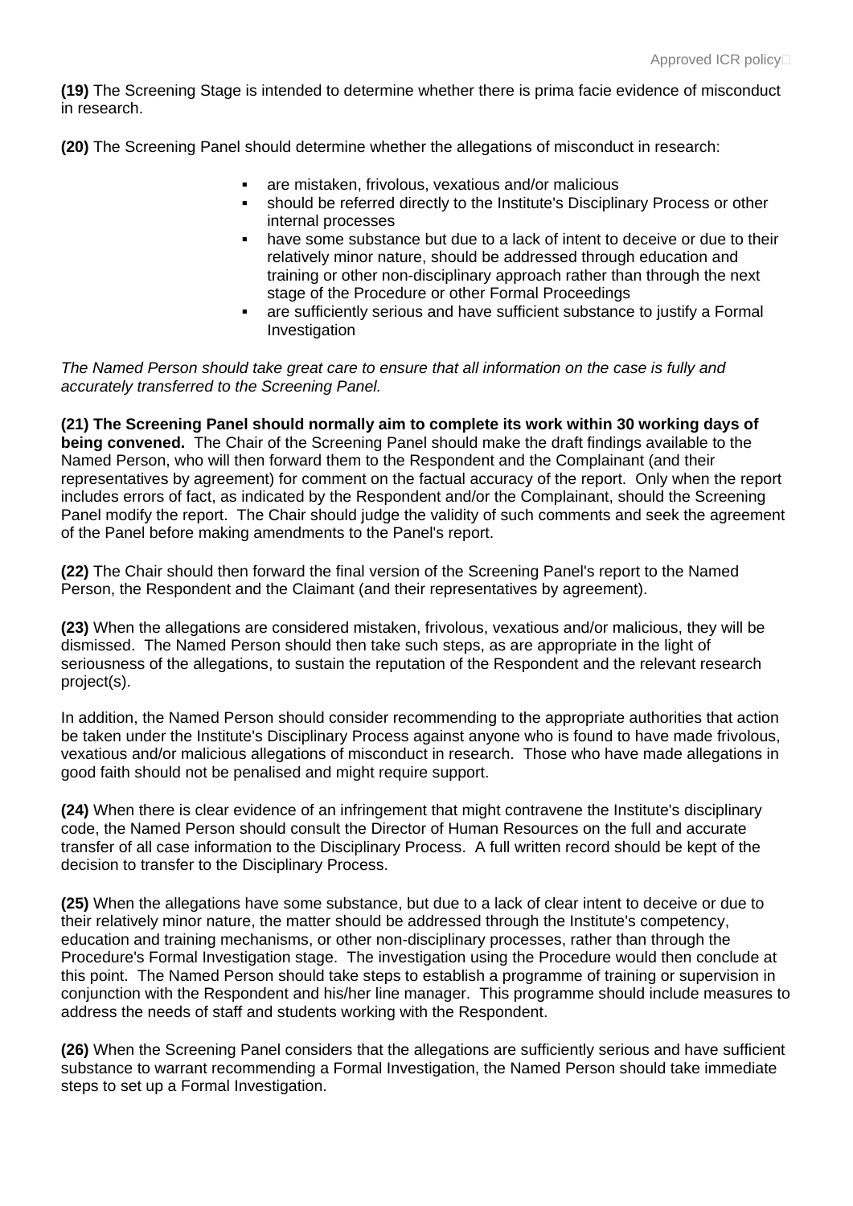**(19)** The Screening Stage is intended to determine whether there is prima facie evidence of misconduct in research.

**(20)** The Screening Panel should determine whether the allegations of misconduct in research:

- are mistaken, frivolous, vexatious and/or malicious
- should be referred directly to the Institute's Disciplinary Process or other internal processes
- have some substance but due to a lack of intent to deceive or due to their relatively minor nature, should be addressed through education and training or other non-disciplinary approach rather than through the next stage of the Procedure or other Formal Proceedings
- are sufficiently serious and have sufficient substance to justify a Formal Investigation

*The Named Person should take great care to ensure that all information on the case is fully and accurately transferred to the Screening Panel.*

**(21) The Screening Panel should normally aim to complete its work within 30 working days of being convened.** The Chair of the Screening Panel should make the draft findings available to the Named Person, who will then forward them to the Respondent and the Complainant (and their representatives by agreement) for comment on the factual accuracy of the report. Only when the report includes errors of fact, as indicated by the Respondent and/or the Complainant, should the Screening Panel modify the report. The Chair should judge the validity of such comments and seek the agreement of the Panel before making amendments to the Panel's report.

**(22)** The Chair should then forward the final version of the Screening Panel's report to the Named Person, the Respondent and the Claimant (and their representatives by agreement).

**(23)** When the allegations are considered mistaken, frivolous, vexatious and/or malicious, they will be dismissed. The Named Person should then take such steps, as are appropriate in the light of seriousness of the allegations, to sustain the reputation of the Respondent and the relevant research project(s).

In addition, the Named Person should consider recommending to the appropriate authorities that action be taken under the Institute's Disciplinary Process against anyone who is found to have made frivolous, vexatious and/or malicious allegations of misconduct in research. Those who have made allegations in good faith should not be penalised and might require support.

**(24)** When there is clear evidence of an infringement that might contravene the Institute's disciplinary code, the Named Person should consult the Director of Human Resources on the full and accurate transfer of all case information to the Disciplinary Process. A full written record should be kept of the decision to transfer to the Disciplinary Process.

**(25)** When the allegations have some substance, but due to a lack of clear intent to deceive or due to their relatively minor nature, the matter should be addressed through the Institute's competency, education and training mechanisms, or other non-disciplinary processes, rather than through the Procedure's Formal Investigation stage. The investigation using the Procedure would then conclude at this point. The Named Person should take steps to establish a programme of training or supervision in conjunction with the Respondent and his/her line manager. This programme should include measures to address the needs of staff and students working with the Respondent.

**(26)** When the Screening Panel considers that the allegations are sufficiently serious and have sufficient substance to warrant recommending a Formal Investigation, the Named Person should take immediate steps to set up a Formal Investigation.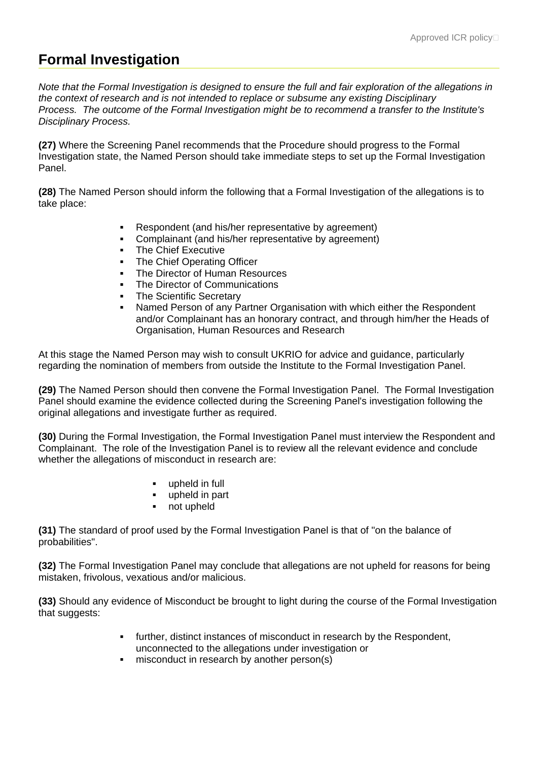## Formal Investigation

*Note that the Formal Investigation is designed to ensure the full and fair exploration of the allegations in the context of research and is not intended to replace or subsume any existing Disciplinary Process. The outcome of the Formal Investigation might be to recommend a transfer to the Institute's Disciplinary Process.*

**(27)** Where the Screening Panel recommends that the Procedure should progress to the Formal Investigation state, the Named Person should take immediate steps to set up the Formal Investigation Panel.

**(28)** The Named Person should inform the following that a Formal Investigation of the allegations is to take place:

- Respondent (and his/her representative by agreement)
- Complainant (and his/her representative by agreement)
- The Chief Executive
- The Chief Operating Officer
- The Director of Human Resources
- The Director of Communications
- The Scientific Secretary
- Named Person of any Partner Organisation with which either the Respondent and/or Complainant has an honorary contract, and through him/her the Heads of Organisation, Human Resources and Research

At this stage the Named Person may wish to consult UKRIO for advice and guidance, particularly regarding the nomination of members from outside the Institute to the Formal Investigation Panel.

**(29)** The Named Person should then convene the Formal Investigation Panel. The Formal Investigation Panel should examine the evidence collected during the Screening Panel's investigation following the original allegations and investigate further as required.

**(30)** During the Formal Investigation, the Formal Investigation Panel must interview the Respondent and Complainant. The role of the Investigation Panel is to review all the relevant evidence and conclude whether the allegations of misconduct in research are:

- upheld in full
- upheld in part
- not upheld

**(31)** The standard of proof used by the Formal Investigation Panel is that of "on the balance of probabilities".

**(32)** The Formal Investigation Panel may conclude that allegations are not upheld for reasons for being mistaken, frivolous, vexatious and/or malicious.

**(33)** Should any evidence of Misconduct be brought to light during the course of the Formal Investigation that suggests:

- further, distinct instances of misconduct in research by the Respondent, unconnected to the allegations under investigation or
- misconduct in research by another person(s)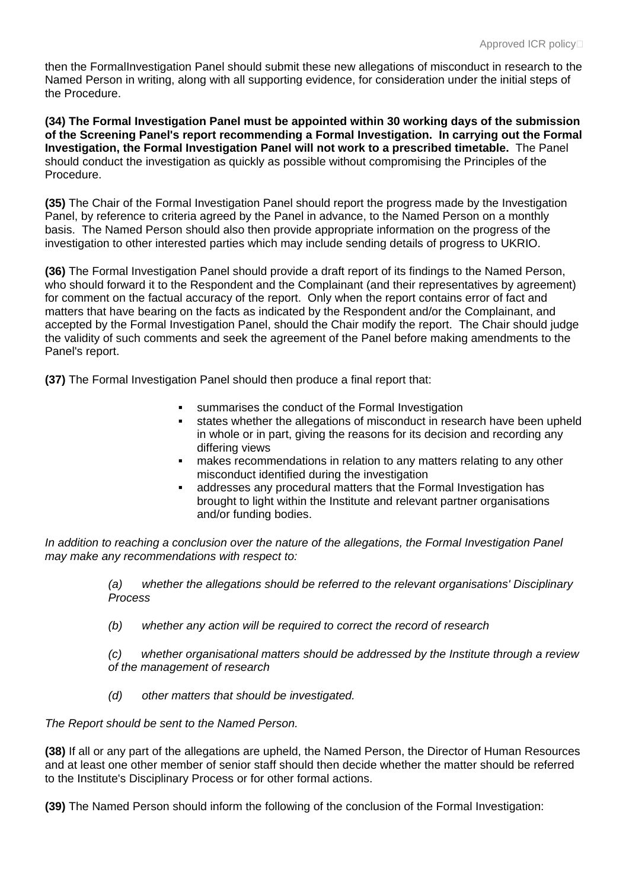then the FormalInvestigation Panel should submit these new allegations of misconduct in research to the Named Person in writing, along with all supporting evidence, for consideration under the initial steps of the Procedure.

**(34) The Formal Investigation Panel must be appointed within 30 working days of the submission of the Screening Panel's report recommending a Formal Investigation. In carrying out the Formal Investigation, the Formal Investigation Panel will not work to a prescribed timetable.** The Panel should conduct the investigation as quickly as possible without compromising the Principles of the Procedure.

**(35)** The Chair of the Formal Investigation Panel should report the progress made by the Investigation Panel, by reference to criteria agreed by the Panel in advance, to the Named Person on a monthly basis. The Named Person should also then provide appropriate information on the progress of the investigation to other interested parties which may include sending details of progress to UKRIO.

**(36)** The Formal Investigation Panel should provide a draft report of its findings to the Named Person, who should forward it to the Respondent and the Complainant (and their representatives by agreement) for comment on the factual accuracy of the report. Only when the report contains error of fact and matters that have bearing on the facts as indicated by the Respondent and/or the Complainant, and accepted by the Formal Investigation Panel, should the Chair modify the report. The Chair should judge the validity of such comments and seek the agreement of the Panel before making amendments to the Panel's report.

**(37)** The Formal Investigation Panel should then produce a final report that:

- summarises the conduct of the Formal Investigation
- states whether the allegations of misconduct in research have been upheld in whole or in part, giving the reasons for its decision and recording any differing views
- makes recommendations in relation to any matters relating to any other misconduct identified during the investigation
- addresses any procedural matters that the Formal Investigation has brought to light within the Institute and relevant partner organisations and/or funding bodies.

*In addition to reaching a conclusion over the nature of the allegations, the Formal Investigation Panel may make any recommendations with respect to:*

*(a) whether the allegations should be referred to the relevant organisations' Disciplinary Process*

*(b) whether any action will be required to correct the record of research*

*(c) whether organisational matters should be addressed by the Institute through a review of the management of research*

*(d) other matters that should be investigated.*

*The Report should be sent to the Named Person.*

**(38)** If all or any part of the allegations are upheld, the Named Person, the Director of Human Resources and at least one other member of senior staff should then decide whether the matter should be referred to the Institute's Disciplinary Process or for other formal actions.

**(39)** The Named Person should inform the following of the conclusion of the Formal Investigation: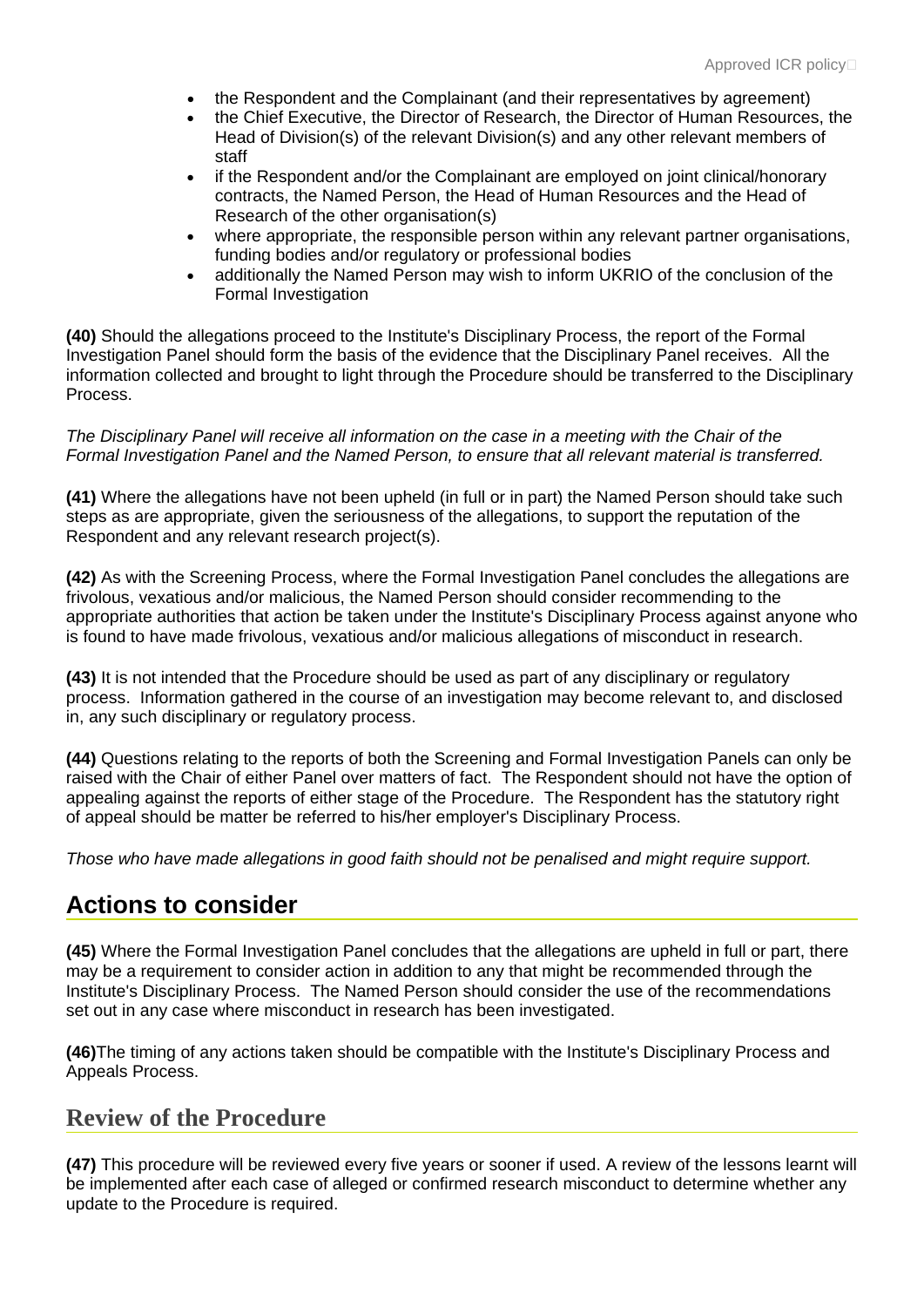- the Respondent and the Complainant (and their representatives by agreement)
- the Chief Executive, the Director of Research, the Director of Human Resources, the Head of Division(s) of the relevant Division(s) and any other relevant members of staff
- if the Respondent and/or the Complainant are employed on joint clinical/honorary contracts, the Named Person, the Head of Human Resources and the Head of Research of the other organisation(s)
- where appropriate, the responsible person within any relevant partner organisations, funding bodies and/or regulatory or professional bodies
- additionally the Named Person may wish to inform UKRIO of the conclusion of the Formal Investigation

**(40)** Should the allegations proceed to the Institute's Disciplinary Process, the report of the Formal Investigation Panel should form the basis of the evidence that the Disciplinary Panel receives. All the information collected and brought to light through the Procedure should be transferred to the Disciplinary Process.

*The Disciplinary Panel will receive all information on the case in a meeting with the Chair of the Formal Investigation Panel and the Named Person, to ensure that all relevant material is transferred.*

**(41)** Where the allegations have not been upheld (in full or in part) the Named Person should take such steps as are appropriate, given the seriousness of the allegations, to support the reputation of the Respondent and any relevant research project(s).

**(42)** As with the Screening Process, where the Formal Investigation Panel concludes the allegations are frivolous, vexatious and/or malicious, the Named Person should consider recommending to the appropriate authorities that action be taken under the Institute's Disciplinary Process against anyone who is found to have made frivolous, vexatious and/or malicious allegations of misconduct in research.

**(43)** It is not intended that the Procedure should be used as part of any disciplinary or regulatory process. Information gathered in the course of an investigation may become relevant to, and disclosed in, any such disciplinary or regulatory process.

**(44)** Questions relating to the reports of both the Screening and Formal Investigation Panels can only be raised with the Chair of either Panel over matters of fact. The Respondent should not have the option of appealing against the reports of either stage of the Procedure. The Respondent has the statutory right of appeal should be matter be referred to his/her employer's Disciplinary Process.

*Those who have made allegations in good faith should not be penalised and might require support.*

## Actions to consider

**(45)** Where the Formal Investigation Panel concludes that the allegations are upheld in full or part, there may be a requirement to consider action in addition to any that might be recommended through the Institute's Disciplinary Process. The Named Person should consider the use of the recommendations set out in any case where misconduct in research has been investigated.

**(46)**The timing of any actions taken should be compatible with the Institute's Disciplinary Process and Appeals Process.

### Review of the Procedure

**(47)** This procedure will be reviewed every five years or sooner if used. A review of the lessons learnt will be implemented after each case of alleged or confirmed research misconduct to determine whether any update to the Procedure is required.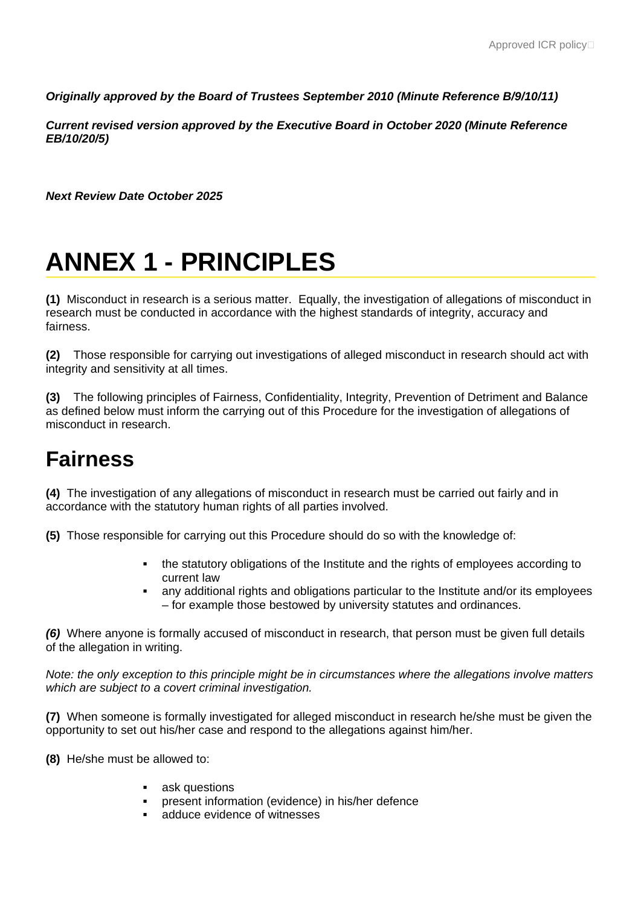***Originally approved by the Board of Trustees September 2010 (Minute Reference B/9/10/11)***

***Current revised version approved by the Executive Board in October 2020 (Minute Reference EB/10/20/5)***

***Next Review Date October 2025***

# ANNEX 1 - PRINCIPLES

**(1)** Misconduct in research is a serious matter. Equally, the investigation of allegations of misconduct in research must be conducted in accordance with the highest standards of integrity, accuracy and fairness.

**(2)** Those responsible for carrying out investigations of alleged misconduct in research should act with integrity and sensitivity at all times.

**(3)** The following principles of Fairness, Confidentiality, Integrity, Prevention of Detriment and Balance as defined below must inform the carrying out of this Procedure for the investigation of allegations of misconduct in research.

## Fairness

**(4)** The investigation of any allegations of misconduct in research must be carried out fairly and in accordance with the statutory human rights of all parties involved.

**(5)** Those responsible for carrying out this Procedure should do so with the knowledge of:

- the statutory obligations of the Institute and the rights of employees according to current law
- any additional rights and obligations particular to the Institute and/or its employees – for example those bestowed by university statutes and ordinances.

***(6)*** Where anyone is formally accused of misconduct in research, that person must be given full details of the allegation in writing.

*Note: the only exception to this principle might be in circumstances where the allegations involve matters which are subject to a covert criminal investigation.*

**(7)** When someone is formally investigated for alleged misconduct in research he/she must be given the opportunity to set out his/her case and respond to the allegations against him/her.

**(8)** He/she must be allowed to:

- ask questions
- present information (evidence) in his/her defence
- adduce evidence of witnesses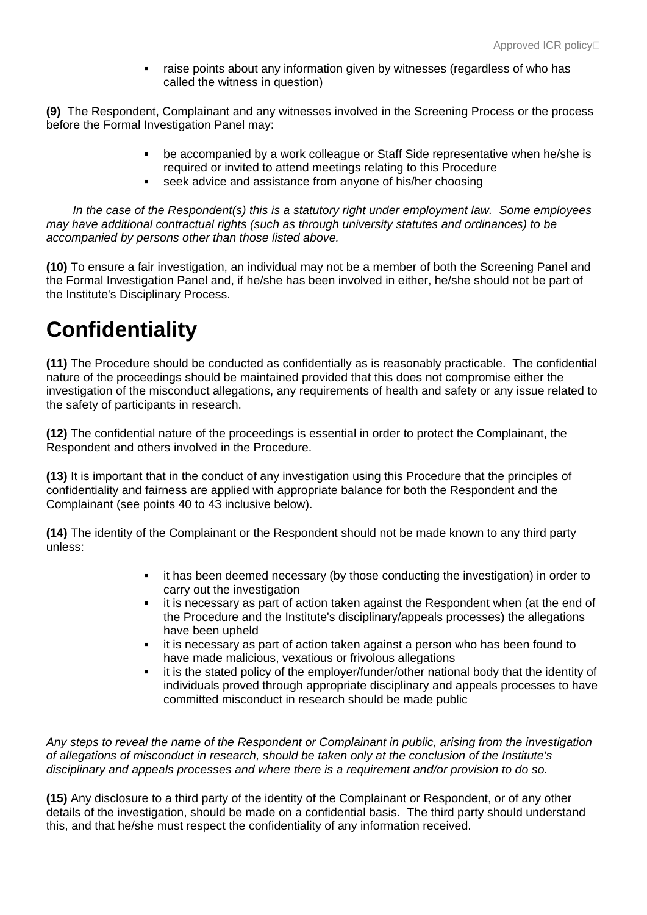- raise points about any information given by witnesses (regardless of who has called the witness in question)

**(9)** The Respondent, Complainant and any witnesses involved in the Screening Process or the process before the Formal Investigation Panel may:

- be accompanied by a work colleague or Staff Side representative when he/she is required or invited to attend meetings relating to this Procedure
- seek advice and assistance from anyone of his/her choosing

*In the case of the Respondent(s) this is a statutory right under employment law. Some employees may have additional contractual rights (such as through university statutes and ordinances) to be accompanied by persons other than those listed above.*

**(10)** To ensure a fair investigation, an individual may not be a member of both the Screening Panel and the Formal Investigation Panel and, if he/she has been involved in either, he/she should not be part of the Institute's Disciplinary Process.

# Confidentiality

**(11)** The Procedure should be conducted as confidentially as is reasonably practicable. The confidential nature of the proceedings should be maintained provided that this does not compromise either the investigation of the misconduct allegations, any requirements of health and safety or any issue related to the safety of participants in research.

**(12)** The confidential nature of the proceedings is essential in order to protect the Complainant, the Respondent and others involved in the Procedure.

**(13)** It is important that in the conduct of any investigation using this Procedure that the principles of confidentiality and fairness are applied with appropriate balance for both the Respondent and the Complainant (see points 40 to 43 inclusive below).

**(14)** The identity of the Complainant or the Respondent should not be made known to any third party unless:

- it has been deemed necessary (by those conducting the investigation) in order to carry out the investigation
- it is necessary as part of action taken against the Respondent when (at the end of the Procedure and the Institute's disciplinary/appeals processes) the allegations have been upheld
- it is necessary as part of action taken against a person who has been found to have made malicious, vexatious or frivolous allegations
- it is the stated policy of the employer/funder/other national body that the identity of individuals proved through appropriate disciplinary and appeals processes to have committed misconduct in research should be made public

*Any steps to reveal the name of the Respondent or Complainant in public, arising from the investigation of allegations of misconduct in research, should be taken only at the conclusion of the Institute's disciplinary and appeals processes and where there is a requirement and/or provision to do so.*

**(15)** Any disclosure to a third party of the identity of the Complainant or Respondent, or of any other details of the investigation, should be made on a confidential basis. The third party should understand this, and that he/she must respect the confidentiality of any information received.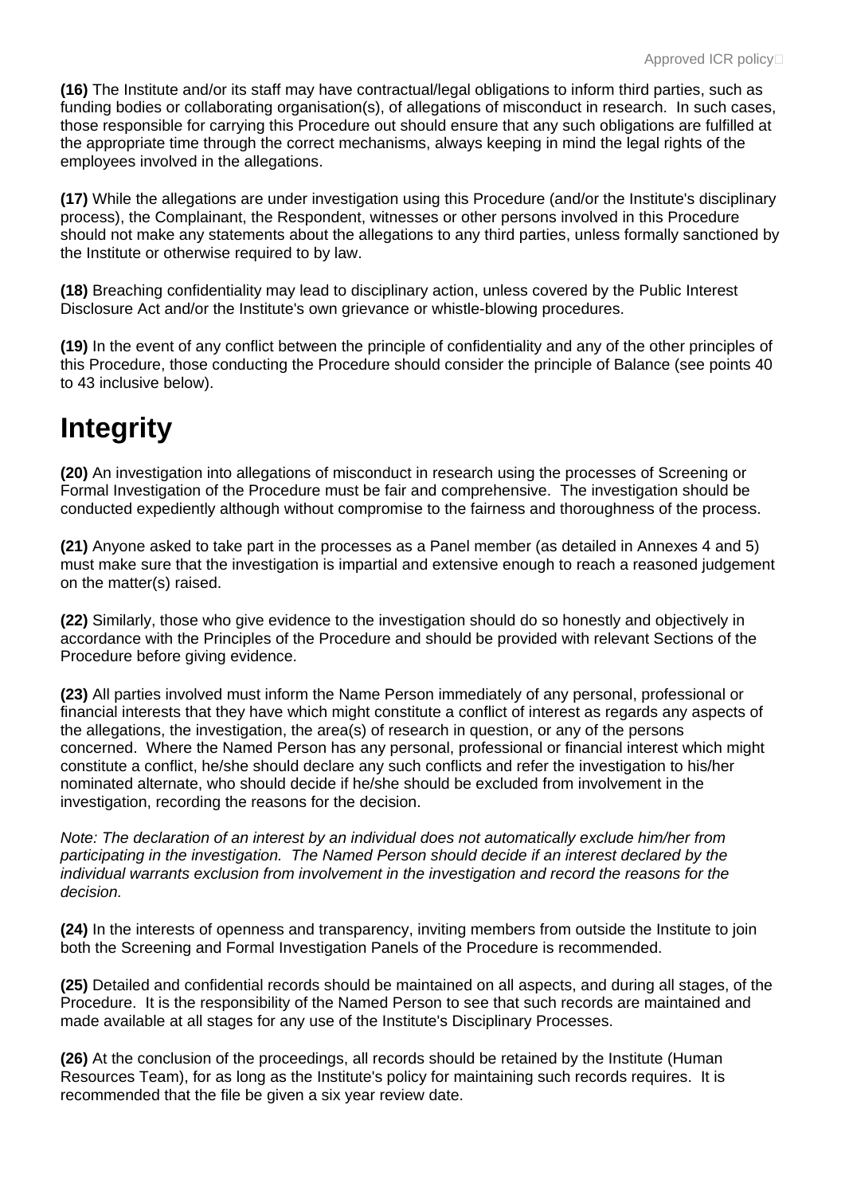**(16)** The Institute and/or its staff may have contractual/legal obligations to inform third parties, such as funding bodies or collaborating organisation(s), of allegations of misconduct in research. In such cases, those responsible for carrying this Procedure out should ensure that any such obligations are fulfilled at the appropriate time through the correct mechanisms, always keeping in mind the legal rights of the employees involved in the allegations.

**(17)** While the allegations are under investigation using this Procedure (and/or the Institute's disciplinary process), the Complainant, the Respondent, witnesses or other persons involved in this Procedure should not make any statements about the allegations to any third parties, unless formally sanctioned by the Institute or otherwise required to by law.

**(18)** Breaching confidentiality may lead to disciplinary action, unless covered by the Public Interest Disclosure Act and/or the Institute's own grievance or whistle-blowing procedures.

**(19)** In the event of any conflict between the principle of confidentiality and any of the other principles of this Procedure, those conducting the Procedure should consider the principle of Balance (see points 40 to 43 inclusive below).

# Integrity

**(20)** An investigation into allegations of misconduct in research using the processes of Screening or Formal Investigation of the Procedure must be fair and comprehensive. The investigation should be conducted expediently although without compromise to the fairness and thoroughness of the process.

**(21)** Anyone asked to take part in the processes as a Panel member (as detailed in Annexes 4 and 5) must make sure that the investigation is impartial and extensive enough to reach a reasoned judgement on the matter(s) raised.

**(22)** Similarly, those who give evidence to the investigation should do so honestly and objectively in accordance with the Principles of the Procedure and should be provided with relevant Sections of the Procedure before giving evidence.

**(23)** All parties involved must inform the Name Person immediately of any personal, professional or financial interests that they have which might constitute a conflict of interest as regards any aspects of the allegations, the investigation, the area(s) of research in question, or any of the persons concerned. Where the Named Person has any personal, professional or financial interest which might constitute a conflict, he/she should declare any such conflicts and refer the investigation to his/her nominated alternate, who should decide if he/she should be excluded from involvement in the investigation, recording the reasons for the decision.

*Note: The declaration of an interest by an individual does not automatically exclude him/her from participating in the investigation. The Named Person should decide if an interest declared by the individual warrants exclusion from involvement in the investigation and record the reasons for the decision.*

**(24)** In the interests of openness and transparency, inviting members from outside the Institute to join both the Screening and Formal Investigation Panels of the Procedure is recommended.

**(25)** Detailed and confidential records should be maintained on all aspects, and during all stages, of the Procedure. It is the responsibility of the Named Person to see that such records are maintained and made available at all stages for any use of the Institute's Disciplinary Processes.

**(26)** At the conclusion of the proceedings, all records should be retained by the Institute (Human Resources Team), for as long as the Institute's policy for maintaining such records requires. It is recommended that the file be given a six year review date.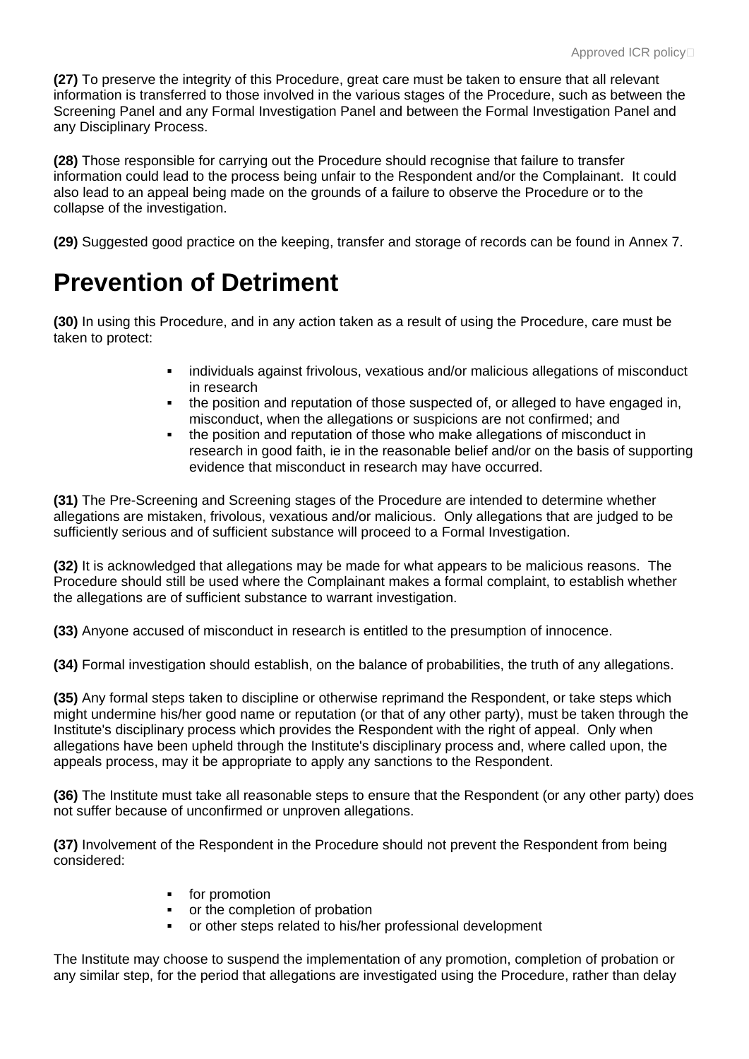**(27)** To preserve the integrity of this Procedure, great care must be taken to ensure that all relevant information is transferred to those involved in the various stages of the Procedure, such as between the Screening Panel and any Formal Investigation Panel and between the Formal Investigation Panel and any Disciplinary Process.

**(28)** Those responsible for carrying out the Procedure should recognise that failure to transfer information could lead to the process being unfair to the Respondent and/or the Complainant. It could also lead to an appeal being made on the grounds of a failure to observe the Procedure or to the collapse of the investigation.

**(29)** Suggested good practice on the keeping, transfer and storage of records can be found in Annex 7.

# Prevention of Detriment

**(30)** In using this Procedure, and in any action taken as a result of using the Procedure, care must be taken to protect:

- individuals against frivolous, vexatious and/or malicious allegations of misconduct in research
- the position and reputation of those suspected of, or alleged to have engaged in, misconduct, when the allegations or suspicions are not confirmed; and
- the position and reputation of those who make allegations of misconduct in research in good faith, ie in the reasonable belief and/or on the basis of supporting evidence that misconduct in research may have occurred.

**(31)** The Pre-Screening and Screening stages of the Procedure are intended to determine whether allegations are mistaken, frivolous, vexatious and/or malicious. Only allegations that are judged to be sufficiently serious and of sufficient substance will proceed to a Formal Investigation.

**(32)** It is acknowledged that allegations may be made for what appears to be malicious reasons. The Procedure should still be used where the Complainant makes a formal complaint, to establish whether the allegations are of sufficient substance to warrant investigation.

**(33)** Anyone accused of misconduct in research is entitled to the presumption of innocence.

**(34)** Formal investigation should establish, on the balance of probabilities, the truth of any allegations.

**(35)** Any formal steps taken to discipline or otherwise reprimand the Respondent, or take steps which might undermine his/her good name or reputation (or that of any other party), must be taken through the Institute's disciplinary process which provides the Respondent with the right of appeal. Only when allegations have been upheld through the Institute's disciplinary process and, where called upon, the appeals process, may it be appropriate to apply any sanctions to the Respondent.

**(36)** The Institute must take all reasonable steps to ensure that the Respondent (or any other party) does not suffer because of unconfirmed or unproven allegations.

**(37)** Involvement of the Respondent in the Procedure should not prevent the Respondent from being considered:

- for promotion
- or the completion of probation
- or other steps related to his/her professional development

The Institute may choose to suspend the implementation of any promotion, completion of probation or any similar step, for the period that allegations are investigated using the Procedure, rather than delay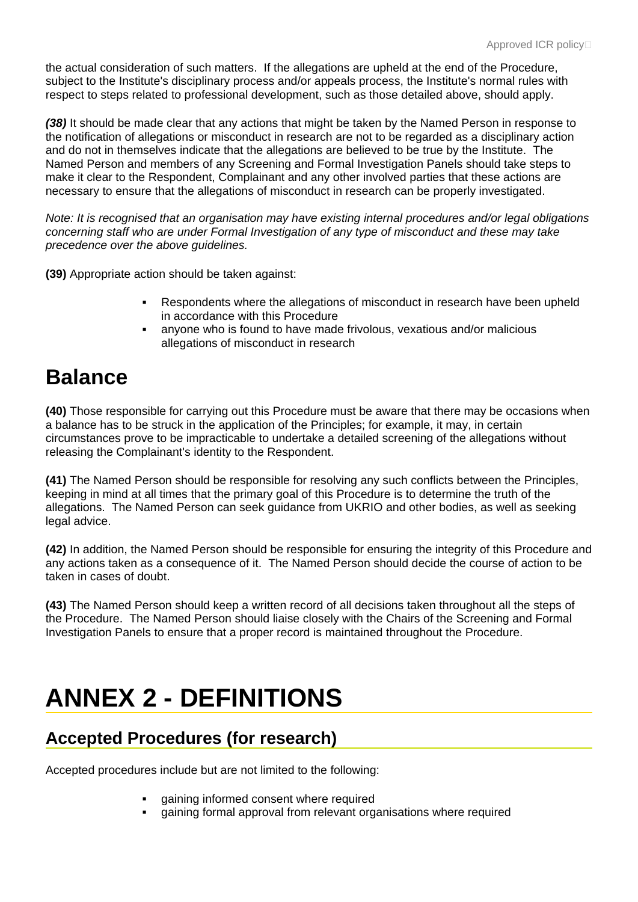the actual consideration of such matters. If the allegations are upheld at the end of the Procedure, subject to the Institute's disciplinary process and/or appeals process, the Institute's normal rules with respect to steps related to professional development, such as those detailed above, should apply.

***(38)*** It should be made clear that any actions that might be taken by the Named Person in response to the notification of allegations or misconduct in research are not to be regarded as a disciplinary action and do not in themselves indicate that the allegations are believed to be true by the Institute. The Named Person and members of any Screening and Formal Investigation Panels should take steps to make it clear to the Respondent, Complainant and any other involved parties that these actions are necessary to ensure that the allegations of misconduct in research can be properly investigated.

*Note: It is recognised that an organisation may have existing internal procedures and/or legal obligations concerning staff who are under Formal Investigation of any type of misconduct and these may take precedence over the above guidelines.*

**(39)** Appropriate action should be taken against:

- Respondents where the allegations of misconduct in research have been upheld in accordance with this Procedure
- anyone who is found to have made frivolous, vexatious and/or malicious allegations of misconduct in research

## Balance

**(40)** Those responsible for carrying out this Procedure must be aware that there may be occasions when a balance has to be struck in the application of the Principles; for example, it may, in certain circumstances prove to be impracticable to undertake a detailed screening of the allegations without releasing the Complainant's identity to the Respondent.

**(41)** The Named Person should be responsible for resolving any such conflicts between the Principles, keeping in mind at all times that the primary goal of this Procedure is to determine the truth of the allegations. The Named Person can seek guidance from UKRIO and other bodies, as well as seeking legal advice.

**(42)** In addition, the Named Person should be responsible for ensuring the integrity of this Procedure and any actions taken as a consequence of it. The Named Person should decide the course of action to be taken in cases of doubt.

**(43)** The Named Person should keep a written record of all decisions taken throughout all the steps of the Procedure. The Named Person should liaise closely with the Chairs of the Screening and Formal Investigation Panels to ensure that a proper record is maintained throughout the Procedure.

# ANNEX 2 - DEFINITIONS

## Accepted Procedures (for research)

Accepted procedures include but are not limited to the following:

- gaining informed consent where required
- gaining formal approval from relevant organisations where required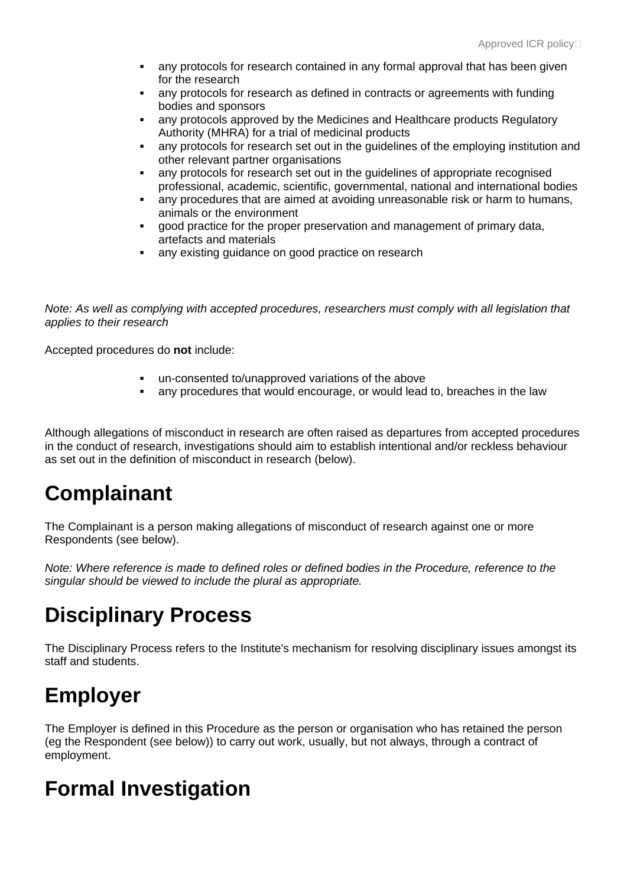- any protocols for research contained in any formal approval that has been given for the research
- any protocols for research as defined in contracts or agreements with funding bodies and sponsors
- any protocols approved by the Medicines and Healthcare products Regulatory Authority (MHRA) for a trial of medicinal products
- any protocols for research set out in the guidelines of the employing institution and other relevant partner organisations
- any protocols for research set out in the guidelines of appropriate recognised professional, academic, scientific, governmental, national and international bodies
- any procedures that are aimed at avoiding unreasonable risk or harm to humans, animals or the environment
- good practice for the proper preservation and management of primary data, artefacts and materials
- any existing guidance on good practice on research

*Note: As well as complying with accepted procedures, researchers must comply with all legislation that applies to their research*

Accepted procedures do **not** include:

- un-consented to/unapproved variations of the above
- any procedures that would encourage, or would lead to, breaches in the law

Although allegations of misconduct in research are often raised as departures from accepted procedures in the conduct of research, investigations should aim to establish intentional and/or reckless behaviour as set out in the definition of misconduct in research (below).

# Complainant

The Complainant is a person making allegations of misconduct of research against one or more Respondents (see below).

*Note: Where reference is made to defined roles or defined bodies in the Procedure, reference to the singular should be viewed to include the plural as appropriate.*

# Disciplinary Process

The Disciplinary Process refers to the Institute's mechanism for resolving disciplinary issues amongst its staff and students.

# Employer

The Employer is defined in this Procedure as the person or organisation who has retained the person (eg the Respondent (see below)) to carry out work, usually, but not always, through a contract of employment.

# Formal Investigation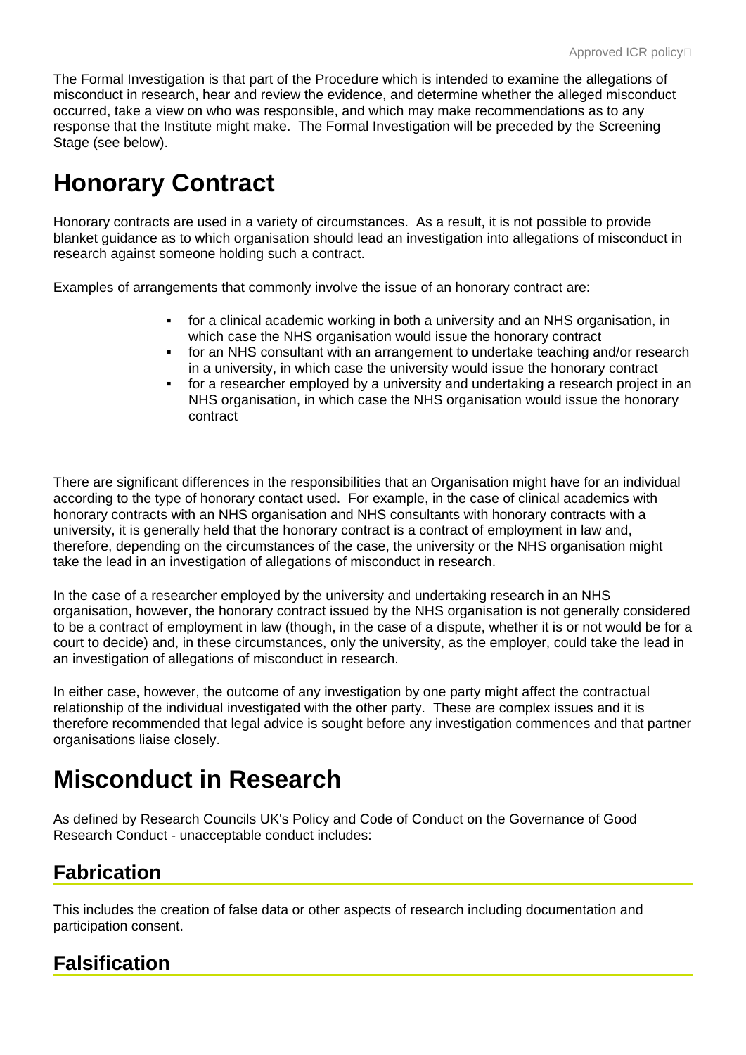The Formal Investigation is that part of the Procedure which is intended to examine the allegations of misconduct in research, hear and review the evidence, and determine whether the alleged misconduct occurred, take a view on who was responsible, and which may make recommendations as to any response that the Institute might make. The Formal Investigation will be preceded by the Screening Stage (see below).

# Honorary Contract

Honorary contracts are used in a variety of circumstances. As a result, it is not possible to provide blanket guidance as to which organisation should lead an investigation into allegations of misconduct in research against someone holding such a contract.

Examples of arrangements that commonly involve the issue of an honorary contract are:

- for a clinical academic working in both a university and an NHS organisation, in which case the NHS organisation would issue the honorary contract
- for an NHS consultant with an arrangement to undertake teaching and/or research in a university, in which case the university would issue the honorary contract
- for a researcher employed by a university and undertaking a research project in an NHS organisation, in which case the NHS organisation would issue the honorary contract

There are significant differences in the responsibilities that an Organisation might have for an individual according to the type of honorary contact used. For example, in the case of clinical academics with honorary contracts with an NHS organisation and NHS consultants with honorary contracts with a university, it is generally held that the honorary contract is a contract of employment in law and, therefore, depending on the circumstances of the case, the university or the NHS organisation might take the lead in an investigation of allegations of misconduct in research.

In the case of a researcher employed by the university and undertaking research in an NHS organisation, however, the honorary contract issued by the NHS organisation is not generally considered to be a contract of employment in law (though, in the case of a dispute, whether it is or not would be for a court to decide) and, in these circumstances, only the university, as the employer, could take the lead in an investigation of allegations of misconduct in research.

In either case, however, the outcome of any investigation by one party might affect the contractual relationship of the individual investigated with the other party. These are complex issues and it is therefore recommended that legal advice is sought before any investigation commences and that partner organisations liaise closely.

# Misconduct in Research

As defined by Research Councils UK's Policy and Code of Conduct on the Governance of Good Research Conduct - unacceptable conduct includes:

## Fabrication

This includes the creation of false data or other aspects of research including documentation and participation consent.

## Falsification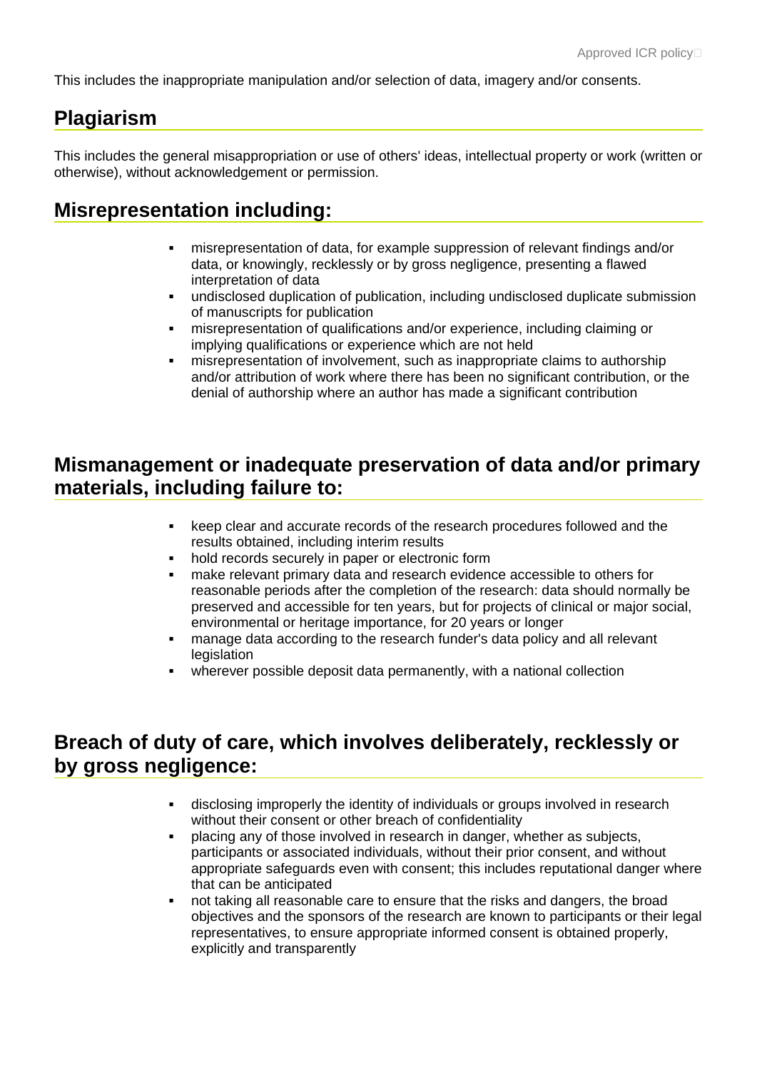This includes the inappropriate manipulation and/or selection of data, imagery and/or consents.

## Plagiarism

This includes the general misappropriation or use of others' ideas, intellectual property or work (written or otherwise), without acknowledgement or permission.

## Misrepresentation including:

- misrepresentation of data, for example suppression of relevant findings and/or data, or knowingly, recklessly or by gross negligence, presenting a flawed interpretation of data
- undisclosed duplication of publication, including undisclosed duplicate submission of manuscripts for publication
- misrepresentation of qualifications and/or experience, including claiming or implying qualifications or experience which are not held
- misrepresentation of involvement, such as inappropriate claims to authorship and/or attribution of work where there has been no significant contribution, or the denial of authorship where an author has made a significant contribution

## Mismanagement or inadequate preservation of data and/or primary materials, including failure to:

- keep clear and accurate records of the research procedures followed and the results obtained, including interim results
- hold records securely in paper or electronic form
- make relevant primary data and research evidence accessible to others for reasonable periods after the completion of the research: data should normally be preserved and accessible for ten years, but for projects of clinical or major social, environmental or heritage importance, for 20 years or longer
- manage data according to the research funder's data policy and all relevant legislation
- wherever possible deposit data permanently, with a national collection

## Breach of duty of care, which involves deliberately, recklessly or by gross negligence:

- disclosing improperly the identity of individuals or groups involved in research without their consent or other breach of confidentiality
- placing any of those involved in research in danger, whether as subjects, participants or associated individuals, without their prior consent, and without appropriate safeguards even with consent; this includes reputational danger where that can be anticipated
- not taking all reasonable care to ensure that the risks and dangers, the broad objectives and the sponsors of the research are known to participants or their legal representatives, to ensure appropriate informed consent is obtained properly, explicitly and transparently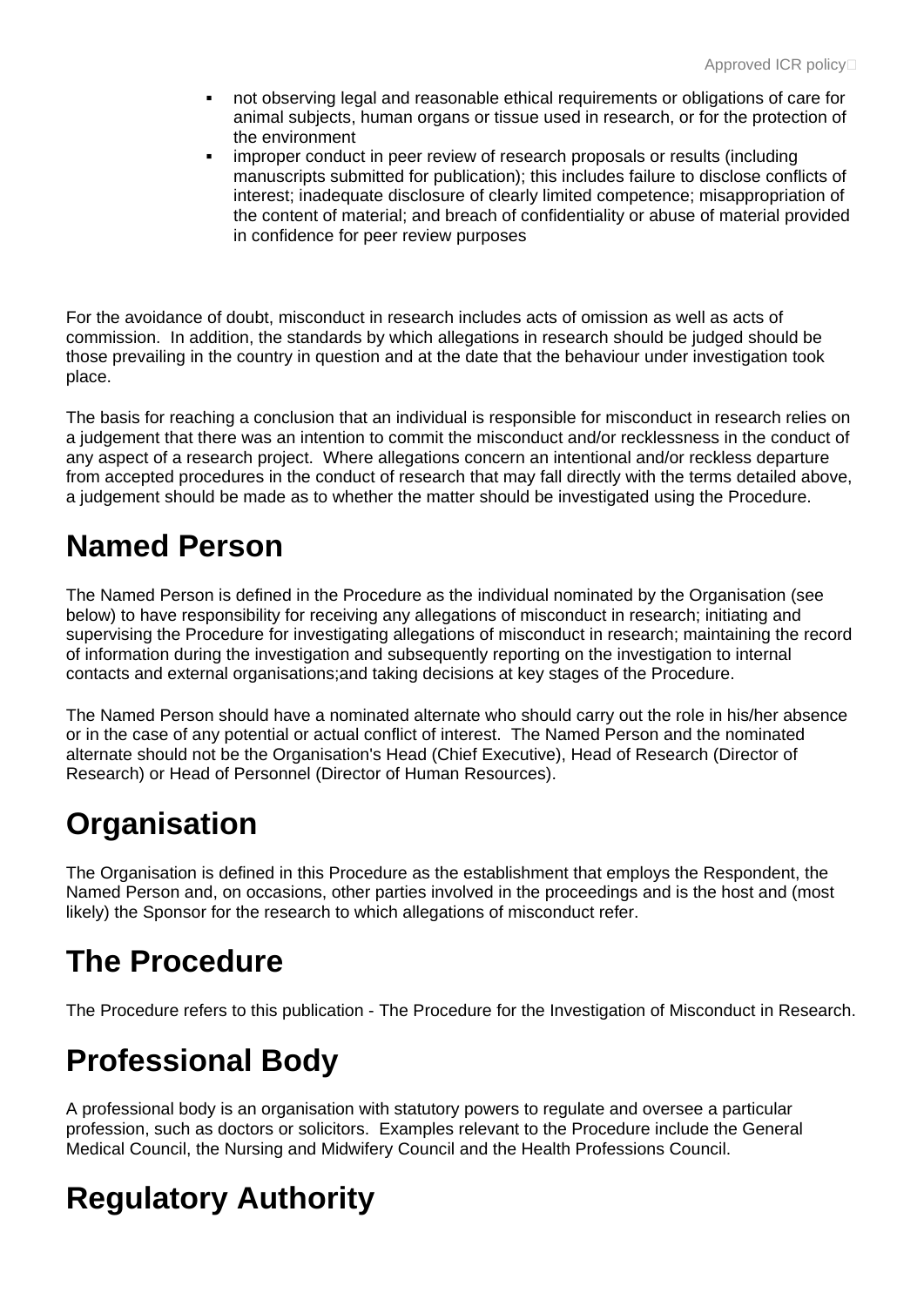- not observing legal and reasonable ethical requirements or obligations of care for animal subjects, human organs or tissue used in research, or for the protection of the environment
- improper conduct in peer review of research proposals or results (including manuscripts submitted for publication); this includes failure to disclose conflicts of interest; inadequate disclosure of clearly limited competence; misappropriation of the content of material; and breach of confidentiality or abuse of material provided in confidence for peer review purposes

For the avoidance of doubt, misconduct in research includes acts of omission as well as acts of commission. In addition, the standards by which allegations in research should be judged should be those prevailing in the country in question and at the date that the behaviour under investigation took place.

The basis for reaching a conclusion that an individual is responsible for misconduct in research relies on a judgement that there was an intention to commit the misconduct and/or recklessness in the conduct of any aspect of a research project. Where allegations concern an intentional and/or reckless departure from accepted procedures in the conduct of research that may fall directly with the terms detailed above, a judgement should be made as to whether the matter should be investigated using the Procedure.

# Named Person

The Named Person is defined in the Procedure as the individual nominated by the Organisation (see below) to have responsibility for receiving any allegations of misconduct in research; initiating and supervising the Procedure for investigating allegations of misconduct in research; maintaining the record of information during the investigation and subsequently reporting on the investigation to internal contacts and external organisations;and taking decisions at key stages of the Procedure.

The Named Person should have a nominated alternate who should carry out the role in his/her absence or in the case of any potential or actual conflict of interest. The Named Person and the nominated alternate should not be the Organisation's Head (Chief Executive), Head of Research (Director of Research) or Head of Personnel (Director of Human Resources).

# Organisation

The Organisation is defined in this Procedure as the establishment that employs the Respondent, the Named Person and, on occasions, other parties involved in the proceedings and is the host and (most likely) the Sponsor for the research to which allegations of misconduct refer.

# The Procedure

The Procedure refers to this publication - The Procedure for the Investigation of Misconduct in Research.

# Professional Body

A professional body is an organisation with statutory powers to regulate and oversee a particular profession, such as doctors or solicitors. Examples relevant to the Procedure include the General Medical Council, the Nursing and Midwifery Council and the Health Professions Council.

# Regulatory Authority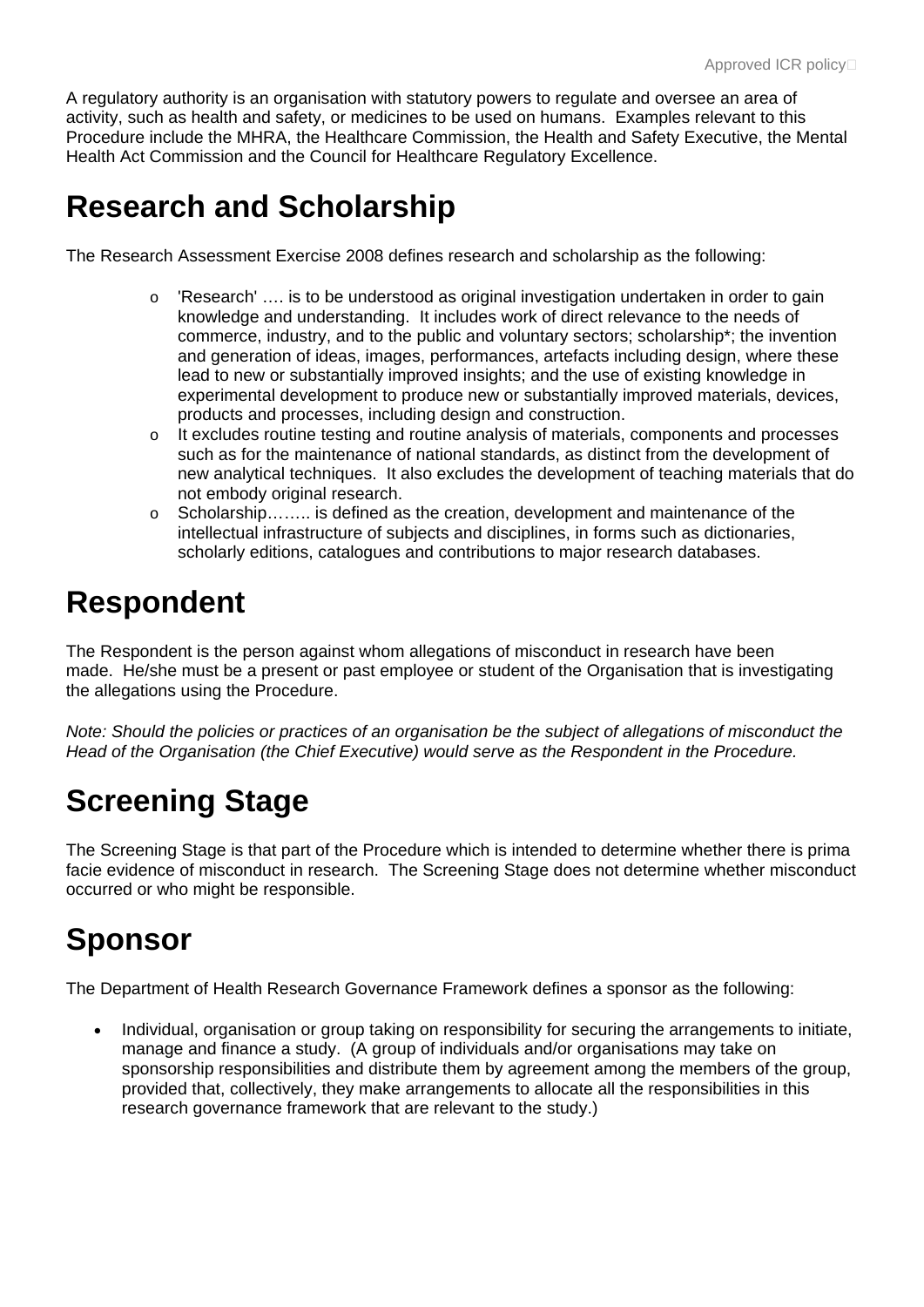A regulatory authority is an organisation with statutory powers to regulate and oversee an area of activity, such as health and safety, or medicines to be used on humans. Examples relevant to this Procedure include the MHRA, the Healthcare Commission, the Health and Safety Executive, the Mental Health Act Commission and the Council for Healthcare Regulatory Excellence.

# Research and Scholarship

The Research Assessment Exercise 2008 defines research and scholarship as the following:

- 'Research' …. is to be understood as original investigation undertaken in order to gain knowledge and understanding. It includes work of direct relevance to the needs of commerce, industry, and to the public and voluntary sectors; scholarship*; the invention and generation of ideas, images, performances, artefacts including design, where these lead to new or substantially improved insights; and the use of existing knowledge in experimental development to produce new or substantially improved materials, devices, products and processes, including design and construction.
- It excludes routine testing and routine analysis of materials, components and processes such as for the maintenance of national standards, as distinct from the development of new analytical techniques. It also excludes the development of teaching materials that do not embody original research.
- Scholarship…….. is defined as the creation, development and maintenance of the intellectual infrastructure of subjects and disciplines, in forms such as dictionaries, scholarly editions, catalogues and contributions to major research databases.

# Respondent

The Respondent is the person against whom allegations of misconduct in research have been made. He/she must be a present or past employee or student of the Organisation that is investigating the allegations using the Procedure.

*Note: Should the policies or practices of an organisation be the subject of allegations of misconduct the Head of the Organisation (the Chief Executive) would serve as the Respondent in the Procedure.*

# Screening Stage

The Screening Stage is that part of the Procedure which is intended to determine whether there is prima facie evidence of misconduct in research. The Screening Stage does not determine whether misconduct occurred or who might be responsible.

# Sponsor

The Department of Health Research Governance Framework defines a sponsor as the following:

- Individual, organisation or group taking on responsibility for securing the arrangements to initiate, manage and finance a study. (A group of individuals and/or organisations may take on sponsorship responsibilities and distribute them by agreement among the members of the group, provided that, collectively, they make arrangements to allocate all the responsibilities in this research governance framework that are relevant to the study.)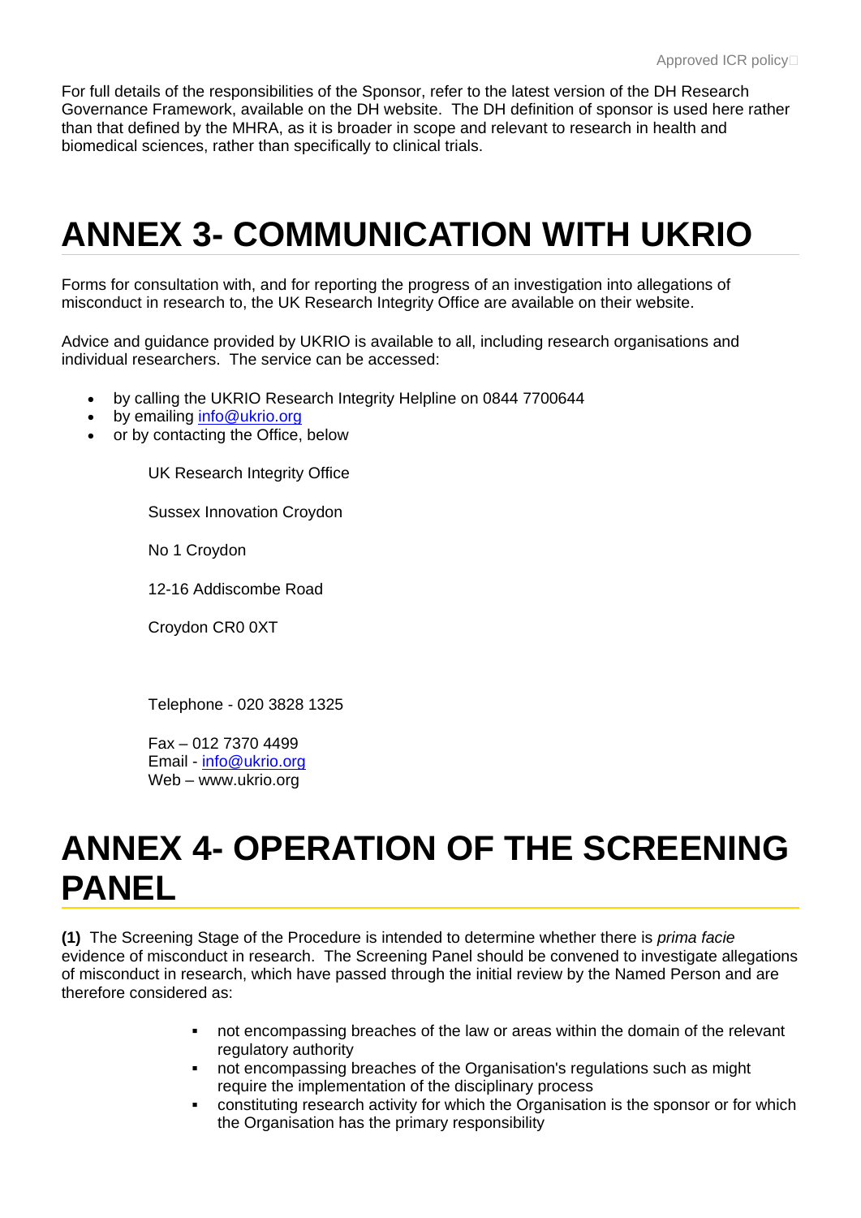For full details of the responsibilities of the Sponsor, refer to the latest version of the DH Research Governance Framework, available on the DH website. The DH definition of sponsor is used here rather than that defined by the MHRA, as it is broader in scope and relevant to research in health and biomedical sciences, rather than specifically to clinical trials.

# ANNEX 3- COMMUNICATION WITH UKRIO

Forms for consultation with, and for reporting the progress of an investigation into allegations of misconduct in research to, the UK Research Integrity Office are available on their website.

Advice and guidance provided by UKRIO is available to all, including research organisations and individual researchers. The service can be accessed:

- by calling the UKRIO Research Integrity Helpline on 0844 7700644
- by emailing info@ukrio.org
- or by contacting the Office, below

UK Research Integrity Office

Sussex Innovation Croydon

No 1 Croydon

12-16 Addiscombe Road

Croydon CR0 0XT

Telephone - 020 3828 1325

Fax – 012 7370 4499
Email - info@ukrio.org
Web – www.ukrio.org

# ANNEX 4- OPERATION OF THE SCREENING PANEL

**(1)** The Screening Stage of the Procedure is intended to determine whether there is *prima facie* evidence of misconduct in research. The Screening Panel should be convened to investigate allegations of misconduct in research, which have passed through the initial review by the Named Person and are therefore considered as:

- not encompassing breaches of the law or areas within the domain of the relevant regulatory authority
- not encompassing breaches of the Organisation's regulations such as might require the implementation of the disciplinary process
- constituting research activity for which the Organisation is the sponsor or for which the Organisation has the primary responsibility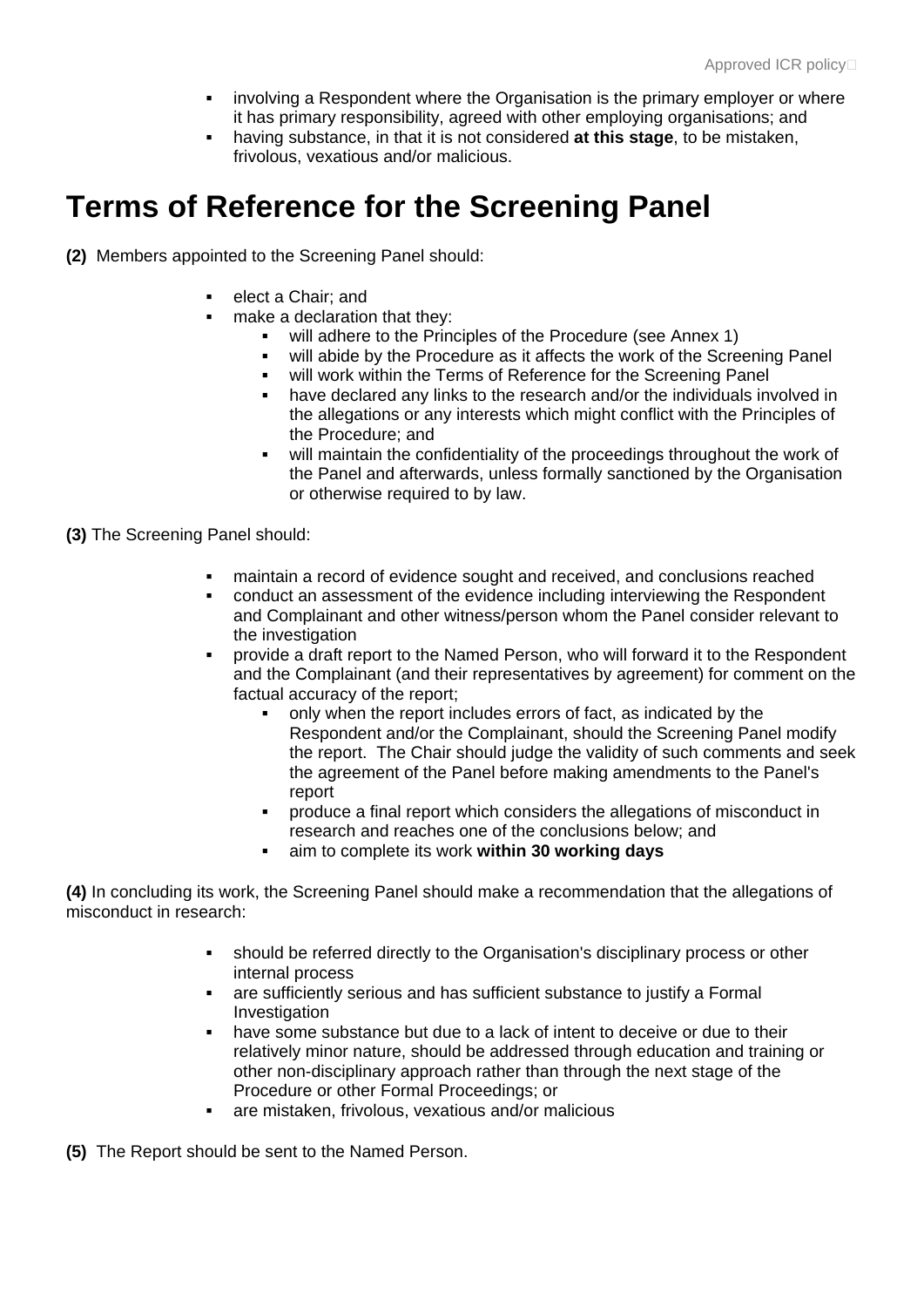- involving a Respondent where the Organisation is the primary employer or where it has primary responsibility, agreed with other employing organisations; and
- having substance, in that it is not considered **at this stage**, to be mistaken, frivolous, vexatious and/or malicious.

# Terms of Reference for the Screening Panel

**(2)** Members appointed to the Screening Panel should:

- elect a Chair; and
- make a declaration that they:
  - will adhere to the Principles of the Procedure (see Annex 1)
  - will abide by the Procedure as it affects the work of the Screening Panel
  - will work within the Terms of Reference for the Screening Panel
  - have declared any links to the research and/or the individuals involved in the allegations or any interests which might conflict with the Principles of the Procedure; and
  - will maintain the confidentiality of the proceedings throughout the work of the Panel and afterwards, unless formally sanctioned by the Organisation or otherwise required to by law.

**(3)** The Screening Panel should:

- maintain a record of evidence sought and received, and conclusions reached
- conduct an assessment of the evidence including interviewing the Respondent and Complainant and other witness/person whom the Panel consider relevant to the investigation
- provide a draft report to the Named Person, who will forward it to the Respondent and the Complainant (and their representatives by agreement) for comment on the factual accuracy of the report;
  - only when the report includes errors of fact, as indicated by the Respondent and/or the Complainant, should the Screening Panel modify the report. The Chair should judge the validity of such comments and seek the agreement of the Panel before making amendments to the Panel's report
  - produce a final report which considers the allegations of misconduct in research and reaches one of the conclusions below; and
  - aim to complete its work **within 30 working days**

**(4)** In concluding its work, the Screening Panel should make a recommendation that the allegations of misconduct in research:

- should be referred directly to the Organisation's disciplinary process or other internal process
- are sufficiently serious and has sufficient substance to justify a Formal Investigation
- have some substance but due to a lack of intent to deceive or due to their relatively minor nature, should be addressed through education and training or other non-disciplinary approach rather than through the next stage of the Procedure or other Formal Proceedings; or
- are mistaken, frivolous, vexatious and/or malicious

**(5)** The Report should be sent to the Named Person.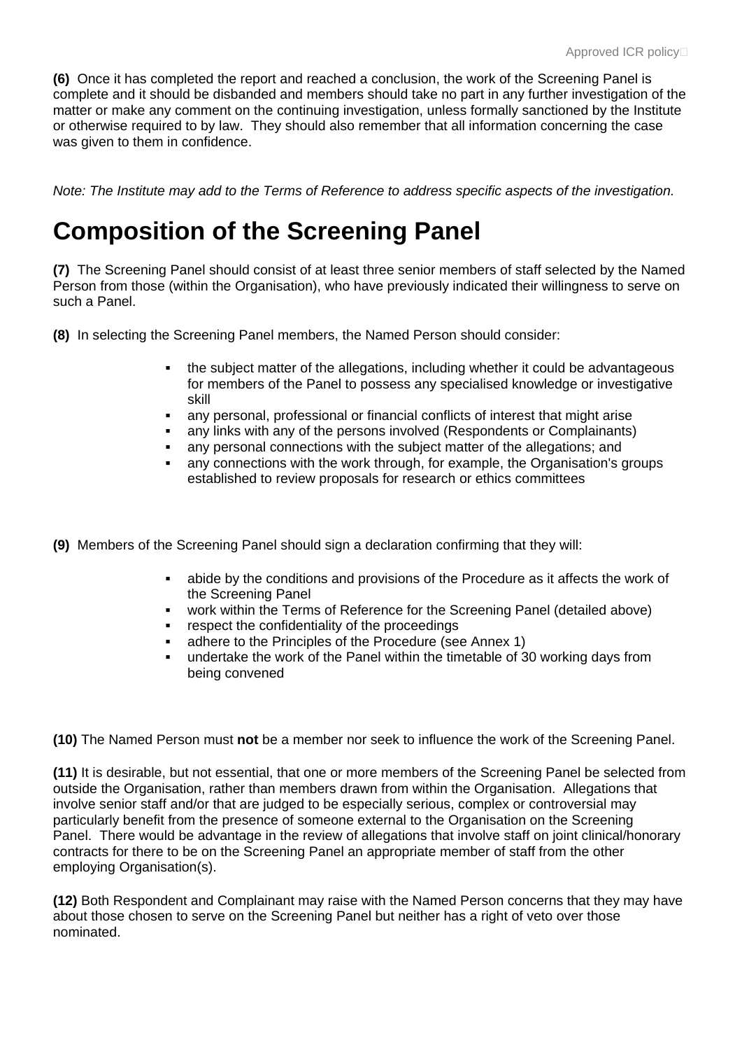**(6)** Once it has completed the report and reached a conclusion, the work of the Screening Panel is complete and it should be disbanded and members should take no part in any further investigation of the matter or make any comment on the continuing investigation, unless formally sanctioned by the Institute or otherwise required to by law. They should also remember that all information concerning the case was given to them in confidence.

*Note: The Institute may add to the Terms of Reference to address specific aspects of the investigation.*

# Composition of the Screening Panel

**(7)** The Screening Panel should consist of at least three senior members of staff selected by the Named Person from those (within the Organisation), who have previously indicated their willingness to serve on such a Panel.

**(8)** In selecting the Screening Panel members, the Named Person should consider:

- the subject matter of the allegations, including whether it could be advantageous for members of the Panel to possess any specialised knowledge or investigative skill
- any personal, professional or financial conflicts of interest that might arise
- any links with any of the persons involved (Respondents or Complainants)
- any personal connections with the subject matter of the allegations; and
- any connections with the work through, for example, the Organisation's groups established to review proposals for research or ethics committees

**(9)** Members of the Screening Panel should sign a declaration confirming that they will:

- abide by the conditions and provisions of the Procedure as it affects the work of the Screening Panel
- work within the Terms of Reference for the Screening Panel (detailed above)
- respect the confidentiality of the proceedings
- adhere to the Principles of the Procedure (see Annex 1)
- undertake the work of the Panel within the timetable of 30 working days from being convened

**(10)** The Named Person must **not** be a member nor seek to influence the work of the Screening Panel.

**(11)** It is desirable, but not essential, that one or more members of the Screening Panel be selected from outside the Organisation, rather than members drawn from within the Organisation. Allegations that involve senior staff and/or that are judged to be especially serious, complex or controversial may particularly benefit from the presence of someone external to the Organisation on the Screening Panel. There would be advantage in the review of allegations that involve staff on joint clinical/honorary contracts for there to be on the Screening Panel an appropriate member of staff from the other employing Organisation(s).

**(12)** Both Respondent and Complainant may raise with the Named Person concerns that they may have about those chosen to serve on the Screening Panel but neither has a right of veto over those nominated.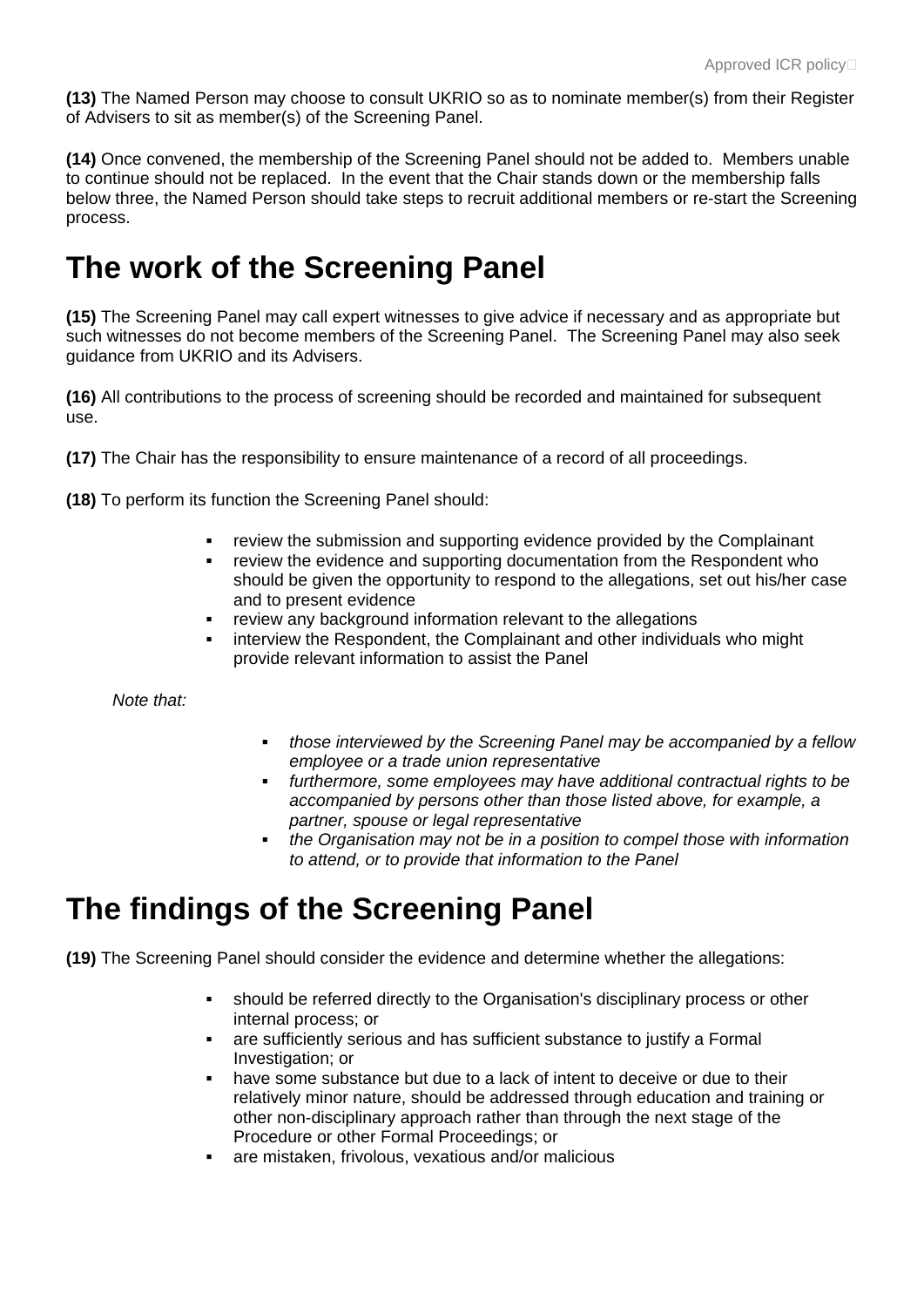**(13)** The Named Person may choose to consult UKRIO so as to nominate member(s) from their Register of Advisers to sit as member(s) of the Screening Panel.

**(14)** Once convened, the membership of the Screening Panel should not be added to. Members unable to continue should not be replaced. In the event that the Chair stands down or the membership falls below three, the Named Person should take steps to recruit additional members or re-start the Screening process.

# The work of the Screening Panel

**(15)** The Screening Panel may call expert witnesses to give advice if necessary and as appropriate but such witnesses do not become members of the Screening Panel. The Screening Panel may also seek guidance from UKRIO and its Advisers.

**(16)** All contributions to the process of screening should be recorded and maintained for subsequent use.

**(17)** The Chair has the responsibility to ensure maintenance of a record of all proceedings.

**(18)** To perform its function the Screening Panel should:

- review the submission and supporting evidence provided by the Complainant
- review the evidence and supporting documentation from the Respondent who should be given the opportunity to respond to the allegations, set out his/her case and to present evidence
- review any background information relevant to the allegations
- interview the Respondent, the Complainant and other individuals who might provide relevant information to assist the Panel

*Note that:*

- *those interviewed by the Screening Panel may be accompanied by a fellow employee or a trade union representative*
- *furthermore, some employees may have additional contractual rights to be accompanied by persons other than those listed above, for example, a partner, spouse or legal representative*
- *the Organisation may not be in a position to compel those with information to attend, or to provide that information to the Panel*

# The findings of the Screening Panel

**(19)** The Screening Panel should consider the evidence and determine whether the allegations:

- should be referred directly to the Organisation's disciplinary process or other internal process; or
- are sufficiently serious and has sufficient substance to justify a Formal Investigation; or
- have some substance but due to a lack of intent to deceive or due to their relatively minor nature, should be addressed through education and training or other non-disciplinary approach rather than through the next stage of the Procedure or other Formal Proceedings; or
- are mistaken, frivolous, vexatious and/or malicious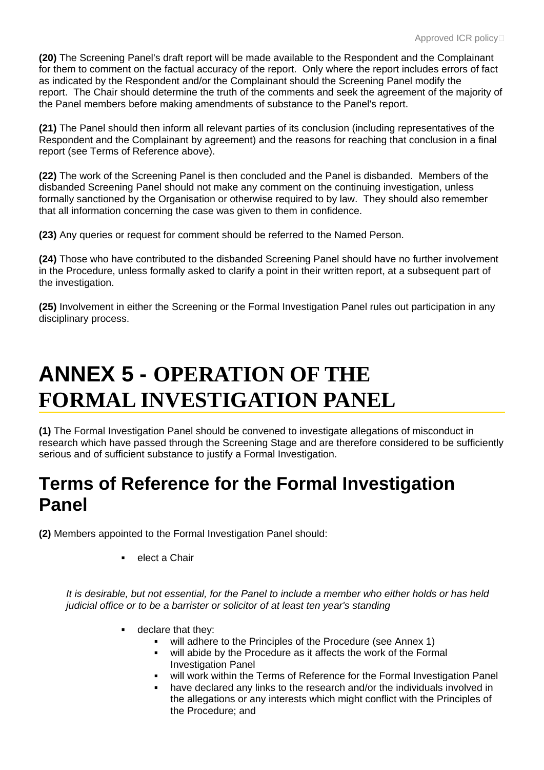**(20)** The Screening Panel's draft report will be made available to the Respondent and the Complainant for them to comment on the factual accuracy of the report. Only where the report includes errors of fact as indicated by the Respondent and/or the Complainant should the Screening Panel modify the report. The Chair should determine the truth of the comments and seek the agreement of the majority of the Panel members before making amendments of substance to the Panel's report.

**(21)** The Panel should then inform all relevant parties of its conclusion (including representatives of the Respondent and the Complainant by agreement) and the reasons for reaching that conclusion in a final report (see Terms of Reference above).

**(22)** The work of the Screening Panel is then concluded and the Panel is disbanded. Members of the disbanded Screening Panel should not make any comment on the continuing investigation, unless formally sanctioned by the Organisation or otherwise required to by law. They should also remember that all information concerning the case was given to them in confidence.

**(23)** Any queries or request for comment should be referred to the Named Person.

**(24)** Those who have contributed to the disbanded Screening Panel should have no further involvement in the Procedure, unless formally asked to clarify a point in their written report, at a subsequent part of the investigation.

**(25)** Involvement in either the Screening or the Formal Investigation Panel rules out participation in any disciplinary process.

# ANNEX 5 - OPERATION OF THE FORMAL INVESTIGATION PANEL

**(1)** The Formal Investigation Panel should be convened to investigate allegations of misconduct in research which have passed through the Screening Stage and are therefore considered to be sufficiently serious and of sufficient substance to justify a Formal Investigation.

## Terms of Reference for the Formal Investigation Panel

**(2)** Members appointed to the Formal Investigation Panel should:

- elect a Chair

*It is desirable, but not essential, for the Panel to include a member who either holds or has held judicial office or to be a barrister or solicitor of at least ten year's standing*

- declare that they:
  - will adhere to the Principles of the Procedure (see Annex 1)
  - will abide by the Procedure as it affects the work of the Formal Investigation Panel
  - will work within the Terms of Reference for the Formal Investigation Panel
  - have declared any links to the research and/or the individuals involved in the allegations or any interests which might conflict with the Principles of the Procedure; and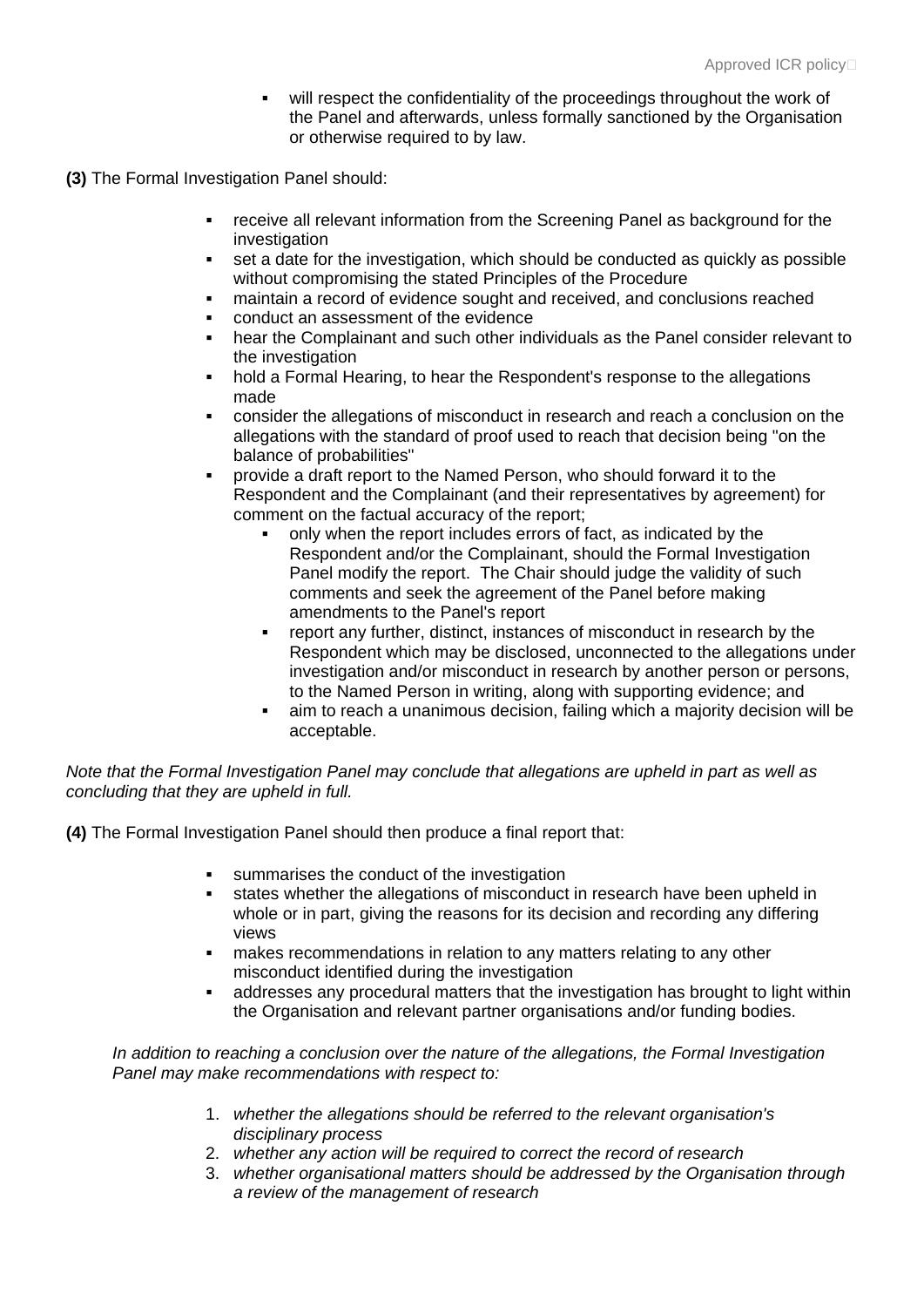- will respect the confidentiality of the proceedings throughout the work of the Panel and afterwards, unless formally sanctioned by the Organisation or otherwise required to by law.

**(3)** The Formal Investigation Panel should:

- receive all relevant information from the Screening Panel as background for the investigation
- set a date for the investigation, which should be conducted as quickly as possible without compromising the stated Principles of the Procedure
- maintain a record of evidence sought and received, and conclusions reached
- conduct an assessment of the evidence
- hear the Complainant and such other individuals as the Panel consider relevant to the investigation
- hold a Formal Hearing, to hear the Respondent's response to the allegations made
- consider the allegations of misconduct in research and reach a conclusion on the allegations with the standard of proof used to reach that decision being "on the balance of probabilities"
- provide a draft report to the Named Person, who should forward it to the Respondent and the Complainant (and their representatives by agreement) for comment on the factual accuracy of the report;
  - only when the report includes errors of fact, as indicated by the Respondent and/or the Complainant, should the Formal Investigation Panel modify the report. The Chair should judge the validity of such comments and seek the agreement of the Panel before making amendments to the Panel's report
  - report any further, distinct, instances of misconduct in research by the Respondent which may be disclosed, unconnected to the allegations under investigation and/or misconduct in research by another person or persons, to the Named Person in writing, along with supporting evidence; and
  - aim to reach a unanimous decision, failing which a majority decision will be acceptable.

*Note that the Formal Investigation Panel may conclude that allegations are upheld in part as well as concluding that they are upheld in full.*

**(4)** The Formal Investigation Panel should then produce a final report that:

- summarises the conduct of the investigation
- states whether the allegations of misconduct in research have been upheld in whole or in part, giving the reasons for its decision and recording any differing views
- makes recommendations in relation to any matters relating to any other misconduct identified during the investigation
- addresses any procedural matters that the investigation has brought to light within the Organisation and relevant partner organisations and/or funding bodies.

*In addition to reaching a conclusion over the nature of the allegations, the Formal Investigation Panel may make recommendations with respect to:*

1. *whether the allegations should be referred to the relevant organisation's disciplinary process*
2. *whether any action will be required to correct the record of research*
3. *whether organisational matters should be addressed by the Organisation through a review of the management of research*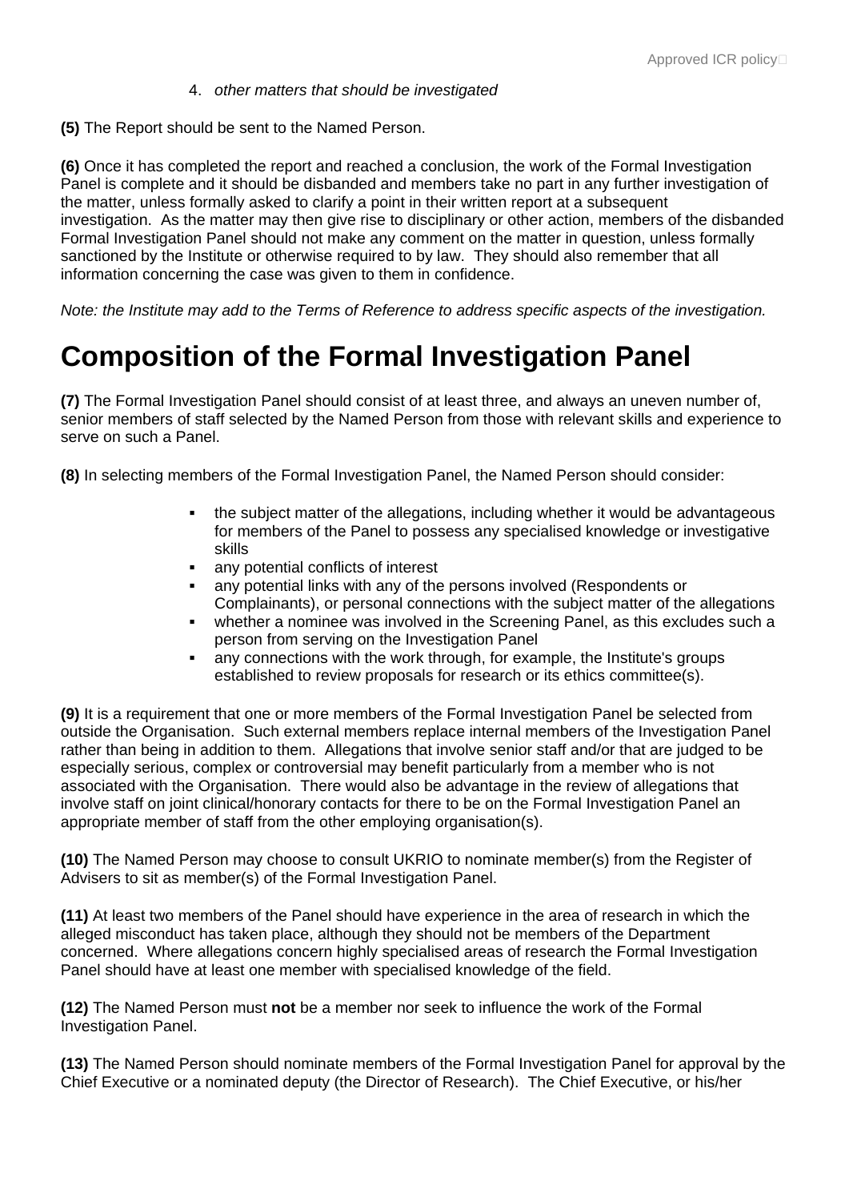4. *other matters that should be investigated*

**(5)** The Report should be sent to the Named Person.

**(6)** Once it has completed the report and reached a conclusion, the work of the Formal Investigation Panel is complete and it should be disbanded and members take no part in any further investigation of the matter, unless formally asked to clarify a point in their written report at a subsequent investigation. As the matter may then give rise to disciplinary or other action, members of the disbanded Formal Investigation Panel should not make any comment on the matter in question, unless formally sanctioned by the Institute or otherwise required to by law. They should also remember that all information concerning the case was given to them in confidence.

*Note: the Institute may add to the Terms of Reference to address specific aspects of the investigation.*

# Composition of the Formal Investigation Panel

**(7)** The Formal Investigation Panel should consist of at least three, and always an uneven number of, senior members of staff selected by the Named Person from those with relevant skills and experience to serve on such a Panel.

**(8)** In selecting members of the Formal Investigation Panel, the Named Person should consider:

- the subject matter of the allegations, including whether it would be advantageous for members of the Panel to possess any specialised knowledge or investigative skills
- any potential conflicts of interest
- any potential links with any of the persons involved (Respondents or Complainants), or personal connections with the subject matter of the allegations
- whether a nominee was involved in the Screening Panel, as this excludes such a person from serving on the Investigation Panel
- any connections with the work through, for example, the Institute's groups established to review proposals for research or its ethics committee(s).

**(9)** It is a requirement that one or more members of the Formal Investigation Panel be selected from outside the Organisation. Such external members replace internal members of the Investigation Panel rather than being in addition to them. Allegations that involve senior staff and/or that are judged to be especially serious, complex or controversial may benefit particularly from a member who is not associated with the Organisation. There would also be advantage in the review of allegations that involve staff on joint clinical/honorary contacts for there to be on the Formal Investigation Panel an appropriate member of staff from the other employing organisation(s).

**(10)** The Named Person may choose to consult UKRIO to nominate member(s) from the Register of Advisers to sit as member(s) of the Formal Investigation Panel.

**(11)** At least two members of the Panel should have experience in the area of research in which the alleged misconduct has taken place, although they should not be members of the Department concerned. Where allegations concern highly specialised areas of research the Formal Investigation Panel should have at least one member with specialised knowledge of the field.

**(12)** The Named Person must **not** be a member nor seek to influence the work of the Formal Investigation Panel.

**(13)** The Named Person should nominate members of the Formal Investigation Panel for approval by the Chief Executive or a nominated deputy (the Director of Research). The Chief Executive, or his/her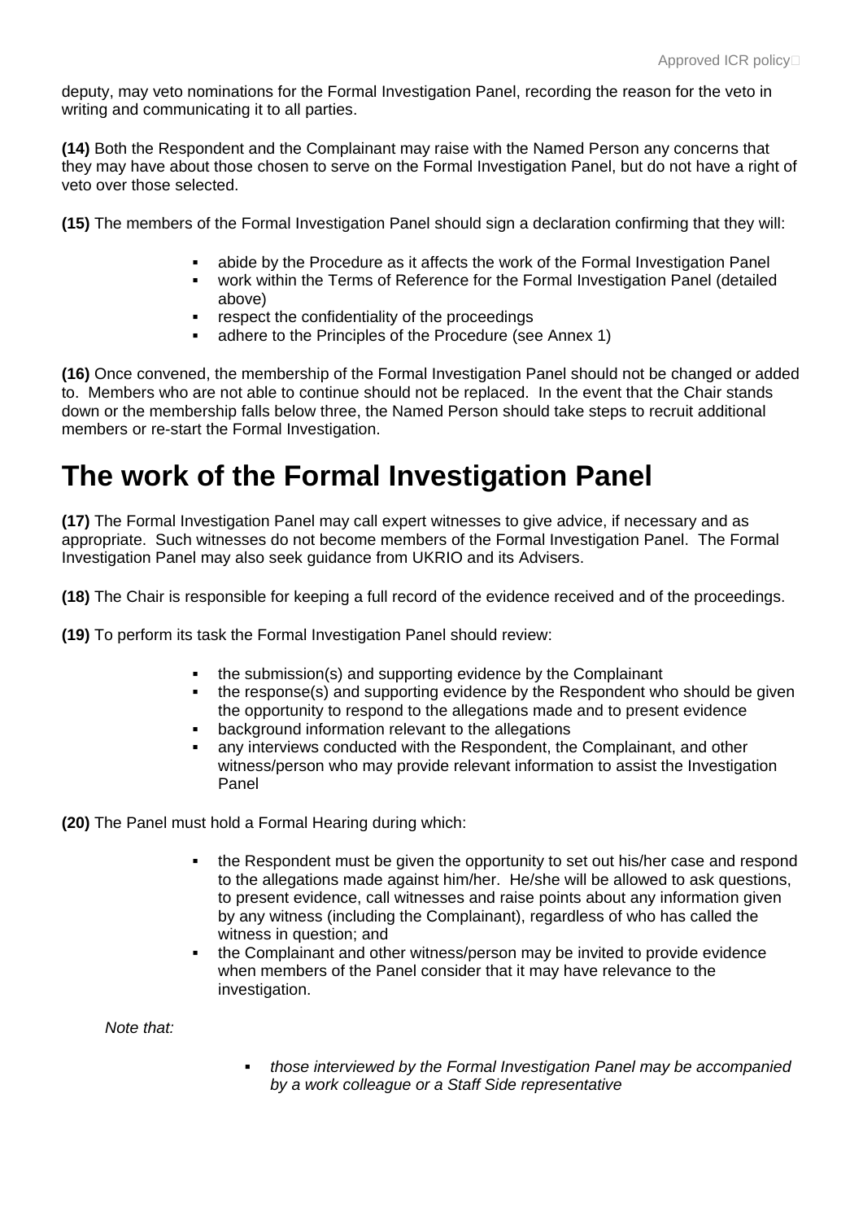deputy, may veto nominations for the Formal Investigation Panel, recording the reason for the veto in writing and communicating it to all parties.

**(14)** Both the Respondent and the Complainant may raise with the Named Person any concerns that they may have about those chosen to serve on the Formal Investigation Panel, but do not have a right of veto over those selected.

**(15)** The members of the Formal Investigation Panel should sign a declaration confirming that they will:

- abide by the Procedure as it affects the work of the Formal Investigation Panel
- work within the Terms of Reference for the Formal Investigation Panel (detailed above)
- respect the confidentiality of the proceedings
- adhere to the Principles of the Procedure (see Annex 1)

**(16)** Once convened, the membership of the Formal Investigation Panel should not be changed or added to. Members who are not able to continue should not be replaced. In the event that the Chair stands down or the membership falls below three, the Named Person should take steps to recruit additional members or re-start the Formal Investigation.

# The work of the Formal Investigation Panel

**(17)** The Formal Investigation Panel may call expert witnesses to give advice, if necessary and as appropriate. Such witnesses do not become members of the Formal Investigation Panel. The Formal Investigation Panel may also seek guidance from UKRIO and its Advisers.

**(18)** The Chair is responsible for keeping a full record of the evidence received and of the proceedings.

**(19)** To perform its task the Formal Investigation Panel should review:

- the submission(s) and supporting evidence by the Complainant
- the response(s) and supporting evidence by the Respondent who should be given the opportunity to respond to the allegations made and to present evidence
- background information relevant to the allegations
- any interviews conducted with the Respondent, the Complainant, and other witness/person who may provide relevant information to assist the Investigation Panel

**(20)** The Panel must hold a Formal Hearing during which:

- the Respondent must be given the opportunity to set out his/her case and respond to the allegations made against him/her. He/she will be allowed to ask questions, to present evidence, call witnesses and raise points about any information given by any witness (including the Complainant), regardless of who has called the witness in question; and
- the Complainant and other witness/person may be invited to provide evidence when members of the Panel consider that it may have relevance to the investigation.

*Note that:*

- *those interviewed by the Formal Investigation Panel may be accompanied by a work colleague or a Staff Side representative*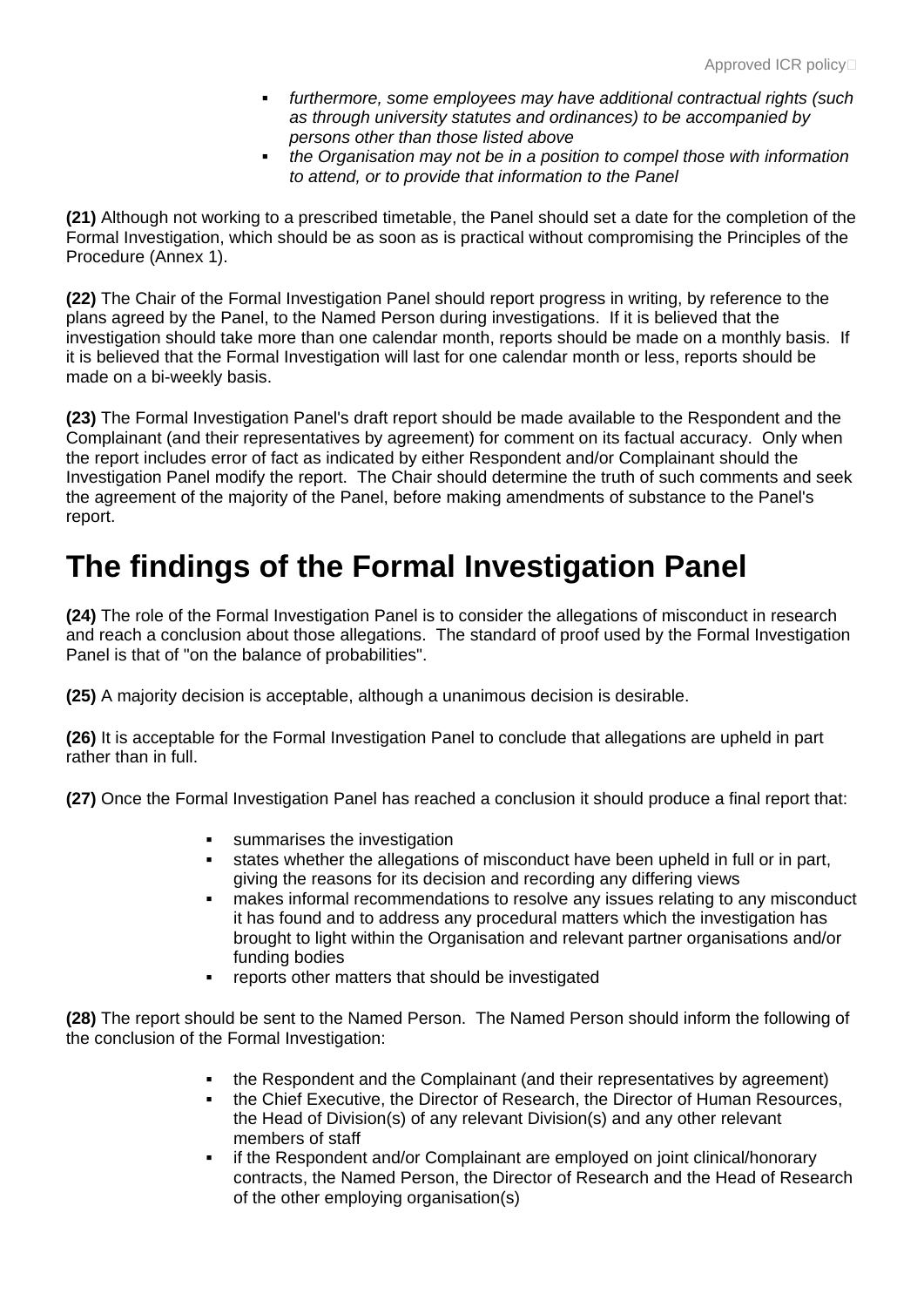- *furthermore, some employees may have additional contractual rights (such as through university statutes and ordinances) to be accompanied by persons other than those listed above*
- *the Organisation may not be in a position to compel those with information to attend, or to provide that information to the Panel*

**(21)** Although not working to a prescribed timetable, the Panel should set a date for the completion of the Formal Investigation, which should be as soon as is practical without compromising the Principles of the Procedure (Annex 1).

**(22)** The Chair of the Formal Investigation Panel should report progress in writing, by reference to the plans agreed by the Panel, to the Named Person during investigations. If it is believed that the investigation should take more than one calendar month, reports should be made on a monthly basis. If it is believed that the Formal Investigation will last for one calendar month or less, reports should be made on a bi-weekly basis.

**(23)** The Formal Investigation Panel's draft report should be made available to the Respondent and the Complainant (and their representatives by agreement) for comment on its factual accuracy. Only when the report includes error of fact as indicated by either Respondent and/or Complainant should the Investigation Panel modify the report. The Chair should determine the truth of such comments and seek the agreement of the majority of the Panel, before making amendments of substance to the Panel's report.

# The findings of the Formal Investigation Panel

**(24)** The role of the Formal Investigation Panel is to consider the allegations of misconduct in research and reach a conclusion about those allegations. The standard of proof used by the Formal Investigation Panel is that of "on the balance of probabilities".

**(25)** A majority decision is acceptable, although a unanimous decision is desirable.

**(26)** It is acceptable for the Formal Investigation Panel to conclude that allegations are upheld in part rather than in full.

**(27)** Once the Formal Investigation Panel has reached a conclusion it should produce a final report that:

- summarises the investigation
- states whether the allegations of misconduct have been upheld in full or in part, giving the reasons for its decision and recording any differing views
- makes informal recommendations to resolve any issues relating to any misconduct it has found and to address any procedural matters which the investigation has brought to light within the Organisation and relevant partner organisations and/or funding bodies
- reports other matters that should be investigated

**(28)** The report should be sent to the Named Person. The Named Person should inform the following of the conclusion of the Formal Investigation:

- the Respondent and the Complainant (and their representatives by agreement)
- the Chief Executive, the Director of Research, the Director of Human Resources, the Head of Division(s) of any relevant Division(s) and any other relevant members of staff
- if the Respondent and/or Complainant are employed on joint clinical/honorary contracts, the Named Person, the Director of Research and the Head of Research of the other employing organisation(s)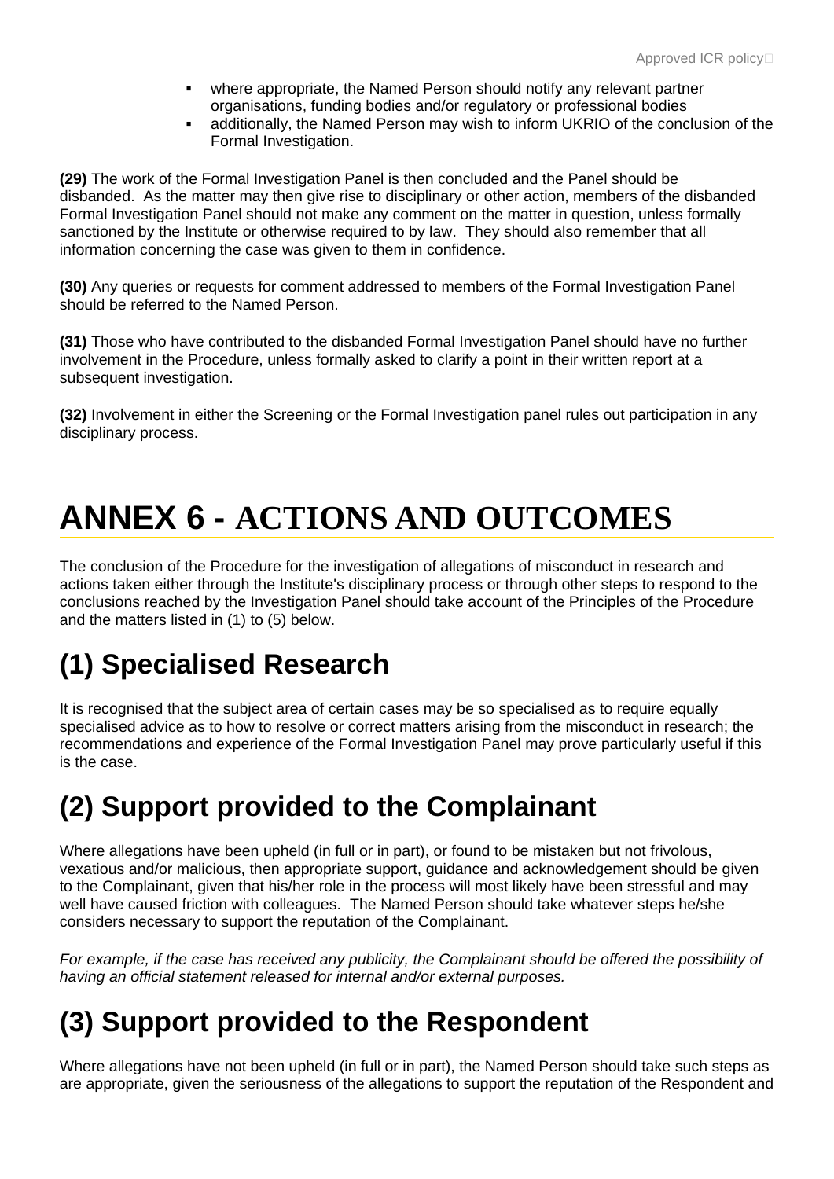- where appropriate, the Named Person should notify any relevant partner organisations, funding bodies and/or regulatory or professional bodies
- additionally, the Named Person may wish to inform UKRIO of the conclusion of the Formal Investigation.

**(29)** The work of the Formal Investigation Panel is then concluded and the Panel should be disbanded. As the matter may then give rise to disciplinary or other action, members of the disbanded Formal Investigation Panel should not make any comment on the matter in question, unless formally sanctioned by the Institute or otherwise required to by law. They should also remember that all information concerning the case was given to them in confidence.

**(30)** Any queries or requests for comment addressed to members of the Formal Investigation Panel should be referred to the Named Person.

**(31)** Those who have contributed to the disbanded Formal Investigation Panel should have no further involvement in the Procedure, unless formally asked to clarify a point in their written report at a subsequent investigation.

**(32)** Involvement in either the Screening or the Formal Investigation panel rules out participation in any disciplinary process.

# ANNEX 6 - ACTIONS AND OUTCOMES

The conclusion of the Procedure for the investigation of allegations of misconduct in research and actions taken either through the Institute's disciplinary process or through other steps to respond to the conclusions reached by the Investigation Panel should take account of the Principles of the Procedure and the matters listed in (1) to (5) below.

## (1) Specialised Research

It is recognised that the subject area of certain cases may be so specialised as to require equally specialised advice as to how to resolve or correct matters arising from the misconduct in research; the recommendations and experience of the Formal Investigation Panel may prove particularly useful if this is the case.

## (2) Support provided to the Complainant

Where allegations have been upheld (in full or in part), or found to be mistaken but not frivolous, vexatious and/or malicious, then appropriate support, guidance and acknowledgement should be given to the Complainant, given that his/her role in the process will most likely have been stressful and may well have caused friction with colleagues. The Named Person should take whatever steps he/she considers necessary to support the reputation of the Complainant.

*For example, if the case has received any publicity, the Complainant should be offered the possibility of having an official statement released for internal and/or external purposes.*

## (3) Support provided to the Respondent

Where allegations have not been upheld (in full or in part), the Named Person should take such steps as are appropriate, given the seriousness of the allegations to support the reputation of the Respondent and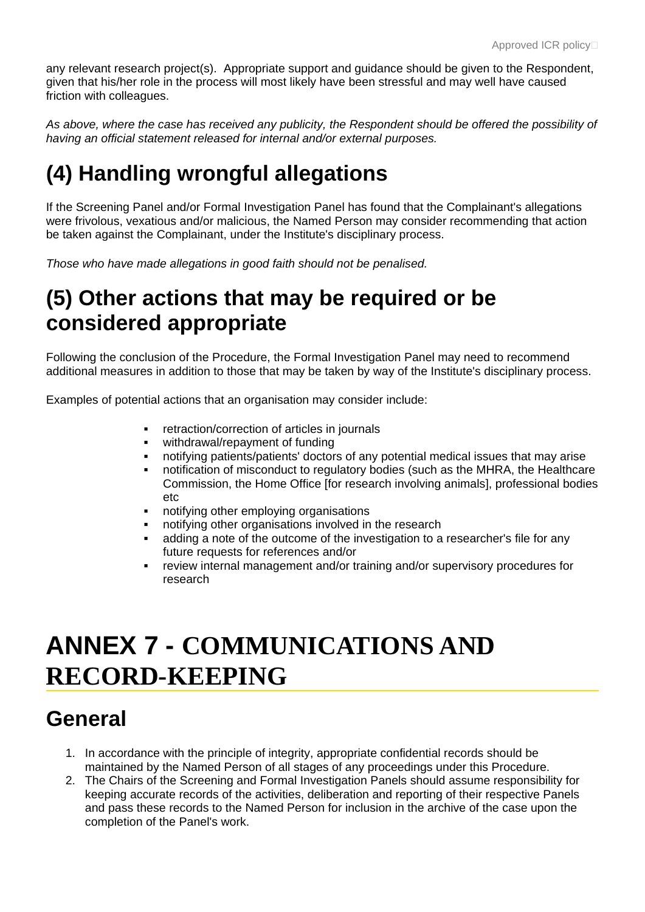any relevant research project(s). Appropriate support and guidance should be given to the Respondent, given that his/her role in the process will most likely have been stressful and may well have caused friction with colleagues.

*As above, where the case has received any publicity, the Respondent should be offered the possibility of having an official statement released for internal and/or external purposes.*

## (4) Handling wrongful allegations

If the Screening Panel and/or Formal Investigation Panel has found that the Complainant's allegations were frivolous, vexatious and/or malicious, the Named Person may consider recommending that action be taken against the Complainant, under the Institute's disciplinary process.

*Those who have made allegations in good faith should not be penalised.*

## (5) Other actions that may be required or be considered appropriate

Following the conclusion of the Procedure, the Formal Investigation Panel may need to recommend additional measures in addition to those that may be taken by way of the Institute's disciplinary process.

Examples of potential actions that an organisation may consider include:

- retraction/correction of articles in journals
- withdrawal/repayment of funding
- notifying patients/patients' doctors of any potential medical issues that may arise
- notification of misconduct to regulatory bodies (such as the MHRA, the Healthcare Commission, the Home Office [for research involving animals], professional bodies etc
- notifying other employing organisations
- notifying other organisations involved in the research
- adding a note of the outcome of the investigation to a researcher's file for any future requests for references and/or
- review internal management and/or training and/or supervisory procedures for research

# ANNEX 7 - COMMUNICATIONS AND RECORD-KEEPING

## General

1. In accordance with the principle of integrity, appropriate confidential records should be maintained by the Named Person of all stages of any proceedings under this Procedure.
2. The Chairs of the Screening and Formal Investigation Panels should assume responsibility for keeping accurate records of the activities, deliberation and reporting of their respective Panels and pass these records to the Named Person for inclusion in the archive of the case upon the completion of the Panel's work.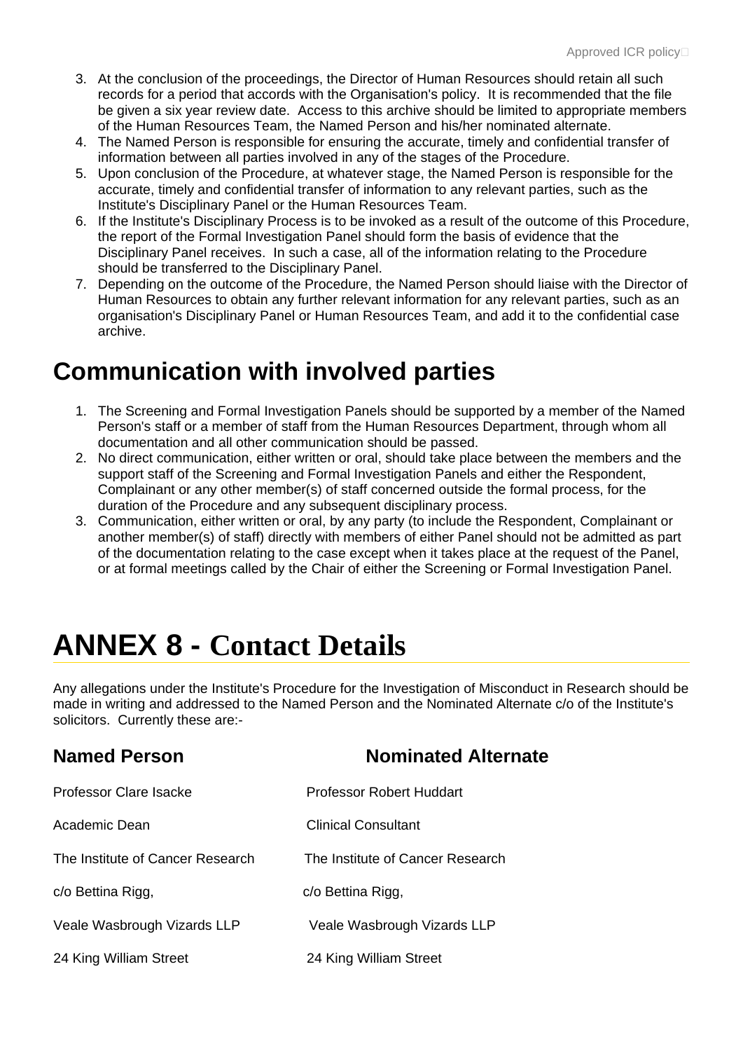3. At the conclusion of the proceedings, the Director of Human Resources should retain all such records for a period that accords with the Organisation's policy. It is recommended that the file be given a six year review date. Access to this archive should be limited to appropriate members of the Human Resources Team, the Named Person and his/her nominated alternate.
4. The Named Person is responsible for ensuring the accurate, timely and confidential transfer of information between all parties involved in any of the stages of the Procedure.
5. Upon conclusion of the Procedure, at whatever stage, the Named Person is responsible for the accurate, timely and confidential transfer of information to any relevant parties, such as the Institute's Disciplinary Panel or the Human Resources Team.
6. If the Institute's Disciplinary Process is to be invoked as a result of the outcome of this Procedure, the report of the Formal Investigation Panel should form the basis of evidence that the Disciplinary Panel receives. In such a case, all of the information relating to the Procedure should be transferred to the Disciplinary Panel.
7. Depending on the outcome of the Procedure, the Named Person should liaise with the Director of Human Resources to obtain any further relevant information for any relevant parties, such as an organisation's Disciplinary Panel or Human Resources Team, and add it to the confidential case archive.

## Communication with involved parties

1. The Screening and Formal Investigation Panels should be supported by a member of the Named Person's staff or a member of staff from the Human Resources Department, through whom all documentation and all other communication should be passed.
2. No direct communication, either written or oral, should take place between the members and the support staff of the Screening and Formal Investigation Panels and either the Respondent, Complainant or any other member(s) of staff concerned outside the formal process, for the duration of the Procedure and any subsequent disciplinary process.
3. Communication, either written or oral, by any party (to include the Respondent, Complainant or another member(s) of staff) directly with members of either Panel should not be admitted as part of the documentation relating to the case except when it takes place at the request of the Panel, or at formal meetings called by the Chair of either the Screening or Formal Investigation Panel.

# ANNEX 8 - Contact Details

Any allegations under the Institute's Procedure for the Investigation of Misconduct in Research should be made in writing and addressed to the Named Person and the Nominated Alternate c/o of the Institute's solicitors. Currently these are:-

| **Named Person** | **Nominated Alternate** |
|---|---|
| Professor Clare Isacke | Professor Robert Huddart |
| Academic Dean | Clinical Consultant |
| The Institute of Cancer Research | The Institute of Cancer Research |
| c/o Bettina Rigg, | c/o Bettina Rigg, |
| Veale Wasbrough Vizards LLP | Veale Wasbrough Vizards LLP |
| 24 King William Street | 24 King William Street |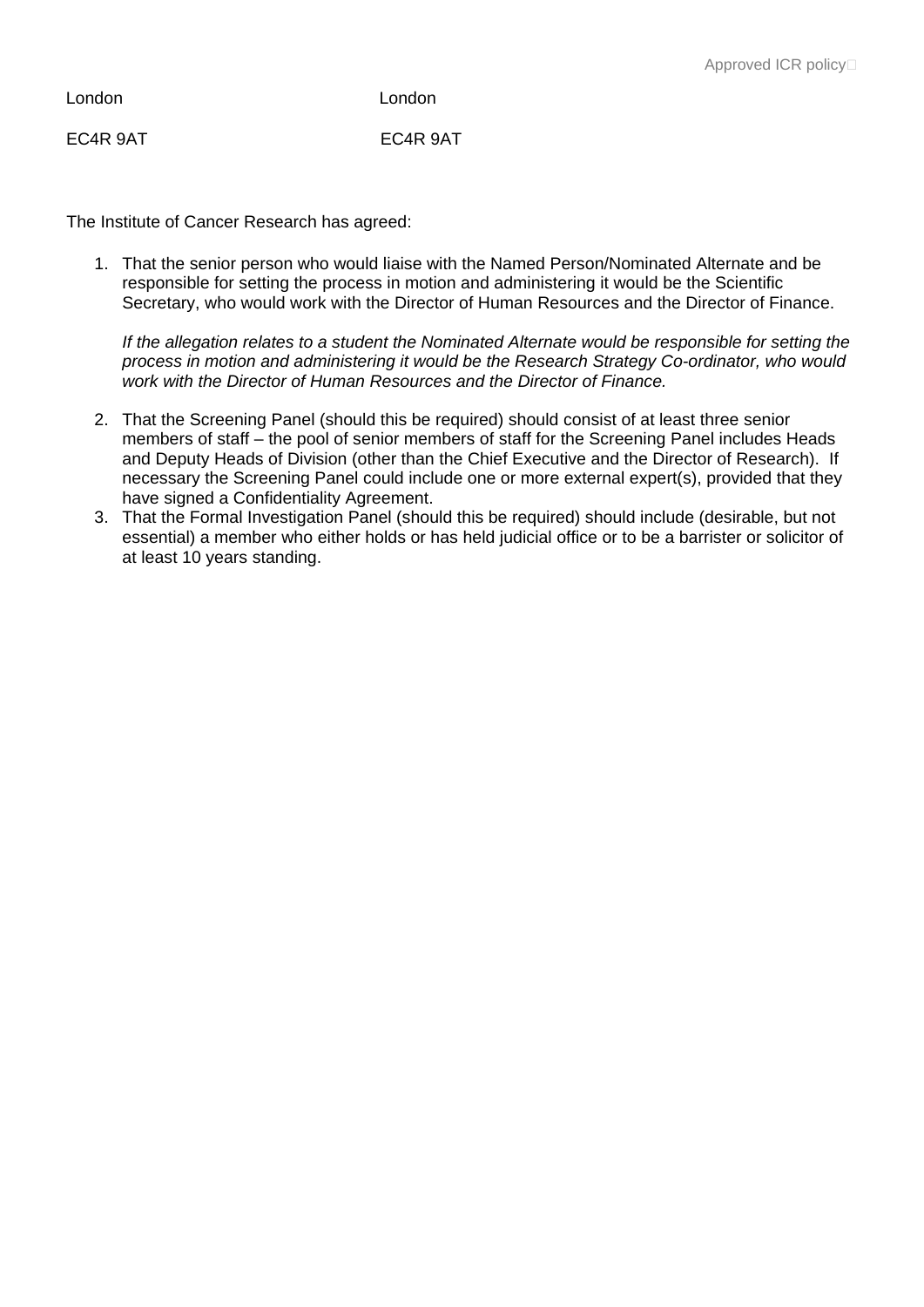London London

EC4R 9AT EC4R 9AT

The Institute of Cancer Research has agreed:

1. That the senior person who would liaise with the Named Person/Nominated Alternate and be responsible for setting the process in motion and administering it would be the Scientific Secretary, who would work with the Director of Human Resources and the Director of Finance.

   *If the allegation relates to a student the Nominated Alternate would be responsible for setting the process in motion and administering it would be the Research Strategy Co-ordinator, who would work with the Director of Human Resources and the Director of Finance.*

2. That the Screening Panel (should this be required) should consist of at least three senior members of staff – the pool of senior members of staff for the Screening Panel includes Heads and Deputy Heads of Division (other than the Chief Executive and the Director of Research). If necessary the Screening Panel could include one or more external expert(s), provided that they have signed a Confidentiality Agreement.
3. That the Formal Investigation Panel (should this be required) should include (desirable, but not essential) a member who either holds or has held judicial office or to be a barrister or solicitor of at least 10 years standing.